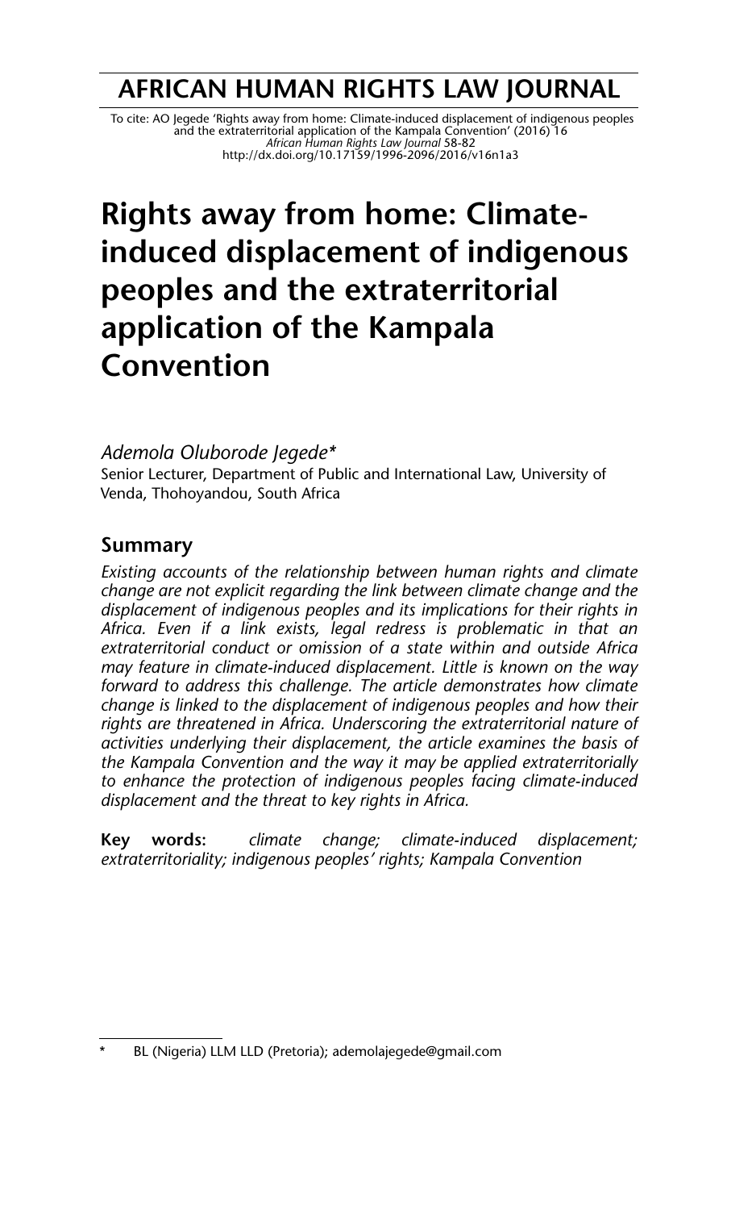# AFRICAN HUMAN RIGHTS LAW JOURNAL

To cite: AO Jegede 'Rights away from home: Climate-induced displacement of indigenous peoples and the extraterritorial application of the Kampala Convention' (2016) 16 *African Human Rights Law Journal* 58-82
http://dx.doi.org/10.17159/1996-2096/2016/v16n1a3

# Rights away from home: Climate-induced displacement of indigenous peoples and the extraterritorial application of the Kampala Convention

*Ademola Oluborode Jegede\**

Senior Lecturer, Department of Public and International Law, University of Venda, Thohoyandou, South Africa

## Summary

*Existing accounts of the relationship between human rights and climate change are not explicit regarding the link between climate change and the displacement of indigenous peoples and its implications for their rights in Africa. Even if a link exists, legal redress is problematic in that an extraterritorial conduct or omission of a state within and outside Africa may feature in climate-induced displacement. Little is known on the way forward to address this challenge. The article demonstrates how climate change is linked to the displacement of indigenous peoples and how their rights are threatened in Africa. Underscoring the extraterritorial nature of activities underlying their displacement, the article examines the basis of the Kampala Convention and the way it may be applied extraterritorially to enhance the protection of indigenous peoples facing climate-induced displacement and the threat to key rights in Africa.*

**Key words:** *climate change; climate-induced displacement; extraterritoriality; indigenous peoples' rights; Kampala Convention*

---

\* BL (Nigeria) LLM LLD (Pretoria); ademolajegede@gmail.com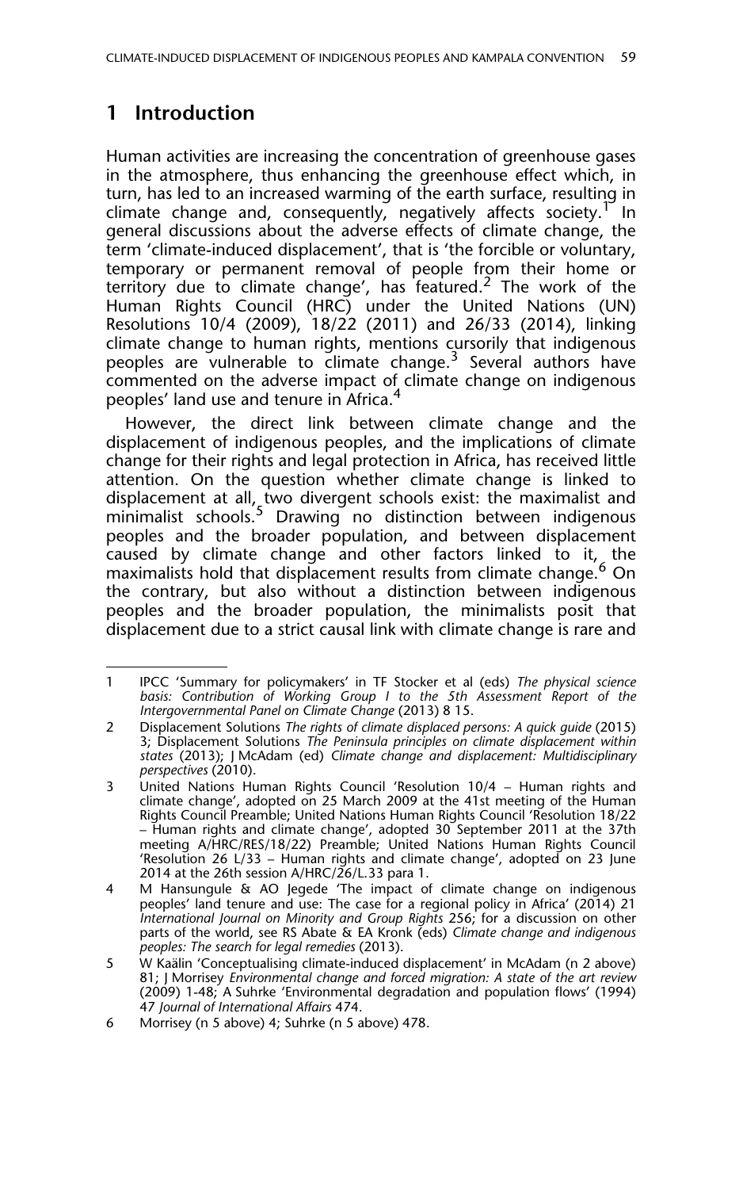## 1 Introduction

Human activities are increasing the concentration of greenhouse gases in the atmosphere, thus enhancing the greenhouse effect which, in turn, has led to an increased warming of the earth surface, resulting in climate change and, consequently, negatively affects society.[1] In general discussions about the adverse effects of climate change, the term 'climate-induced displacement', that is 'the forcible or voluntary, temporary or permanent removal of people from their home or territory due to climate change', has featured.[2] The work of the Human Rights Council (HRC) under the United Nations (UN) Resolutions 10/4 (2009), 18/22 (2011) and 26/33 (2014), linking climate change to human rights, mentions cursorily that indigenous peoples are vulnerable to climate change.[3] Several authors have commented on the adverse impact of climate change on indigenous peoples' land use and tenure in Africa.[4]

However, the direct link between climate change and the displacement of indigenous peoples, and the implications of climate change for their rights and legal protection in Africa, has received little attention. On the question whether climate change is linked to displacement at all, two divergent schools exist: the maximalist and minimalist schools.[5] Drawing no distinction between indigenous peoples and the broader population, and between displacement caused by climate change and other factors linked to it, the maximalists hold that displacement results from climate change.[6] On the contrary, but also without a distinction between indigenous peoples and the broader population, the minimalists posit that displacement due to a strict causal link with climate change is rare and

---

1 IPCC 'Summary for policymakers' in TF Stocker et al (eds) *The physical science basis: Contribution of Working Group I to the 5th Assessment Report of the Intergovernmental Panel on Climate Change* (2013) 8 15.

2 Displacement Solutions *The rights of climate displaced persons: A quick guide* (2015) 3; Displacement Solutions *The Peninsula principles on climate displacement within states* (2013); J McAdam (ed) *Climate change and displacement: Multidisciplinary perspectives* (2010).

3 United Nations Human Rights Council 'Resolution 10/4 – Human rights and climate change', adopted on 25 March 2009 at the 41st meeting of the Human Rights Council Preamble; United Nations Human Rights Council 'Resolution 18/22 – Human rights and climate change', adopted 30 September 2011 at the 37th meeting A/HRC/RES/18/22) Preamble; United Nations Human Rights Council 'Resolution 26 L/33 – Human rights and climate change', adopted on 23 June 2014 at the 26th session A/HRC/26/L.33 para 1.

4 M Hansungule & AO Jegede 'The impact of climate change on indigenous peoples' land tenure and use: The case for a regional policy in Africa' (2014) 21 *International Journal on Minority and Group Rights* 256; for a discussion on other parts of the world, see RS Abate & EA Kronk (eds) *Climate change and indigenous peoples: The search for legal remedies* (2013).

5 W Kaälin 'Conceptualising climate-induced displacement' in McAdam (n 2 above) 81; J Morrisey *Environmental change and forced migration: A state of the art review* (2009) 1-48; A Suhrke 'Environmental degradation and population flows' (1994) 47 *Journal of International Affairs* 474.

6 Morrisey (n 5 above) 4; Suhrke (n 5 above) 478.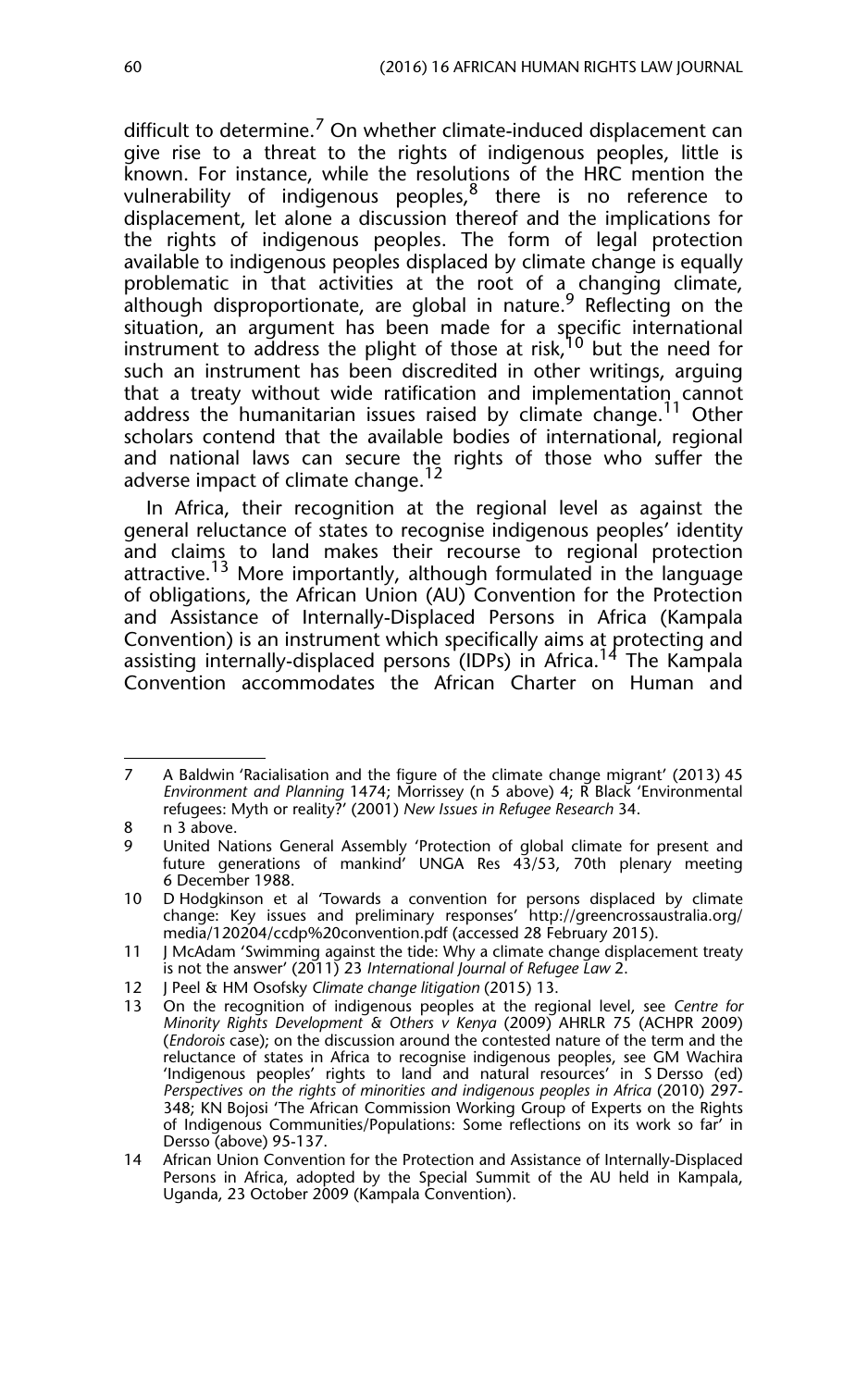difficult to determine.[7] On whether climate-induced displacement can give rise to a threat to the rights of indigenous peoples, little is known. For instance, while the resolutions of the HRC mention the vulnerability of indigenous peoples,[8] there is no reference to displacement, let alone a discussion thereof and the implications for the rights of indigenous peoples. The form of legal protection available to indigenous peoples displaced by climate change is equally problematic in that activities at the root of a changing climate, although disproportionate, are global in nature.[9] Reflecting on the situation, an argument has been made for a specific international instrument to address the plight of those at risk,[10] but the need for such an instrument has been discredited in other writings, arguing that a treaty without wide ratification and implementation cannot address the humanitarian issues raised by climate change.[11] Other scholars contend that the available bodies of international, regional and national laws can secure the rights of those who suffer the adverse impact of climate change.[12]

In Africa, their recognition at the regional level as against the general reluctance of states to recognise indigenous peoples' identity and claims to land makes their recourse to regional protection attractive.[13] More importantly, although formulated in the language of obligations, the African Union (AU) Convention for the Protection and Assistance of Internally-Displaced Persons in Africa (Kampala Convention) is an instrument which specifically aims at protecting and assisting internally-displaced persons (IDPs) in Africa.[14] The Kampala Convention accommodates the African Charter on Human and

---

7 A Baldwin 'Racialisation and the figure of the climate change migrant' (2013) 45 *Environment and Planning* 1474; Morrissey (n 5 above) 4; R Black 'Environmental refugees: Myth or reality?' (2001) *New Issues in Refugee Research* 34.

8 n 3 above.

9 United Nations General Assembly 'Protection of global climate for present and future generations of mankind' UNGA Res 43/53, 70th plenary meeting 6 December 1988.

10 D Hodgkinson et al 'Towards a convention for persons displaced by climate change: Key issues and preliminary responses' http://greencrossaustralia.org/media/120204/ccdp%20convention.pdf (accessed 28 February 2015).

11 J McAdam 'Swimming against the tide: Why a climate change displacement treaty is not the answer' (2011) 23 *International Journal of Refugee Law* 2.

12 J Peel & HM Osofsky *Climate change litigation* (2015) 13.

13 On the recognition of indigenous peoples at the regional level, see *Centre for Minority Rights Development & Others v Kenya* (2009) AHRLR 75 (ACHPR 2009) (*Endorois* case); on the discussion around the contested nature of the term and the reluctance of states in Africa to recognise indigenous peoples, see GM Wachira 'Indigenous peoples' rights to land and natural resources' in S Dersso (ed) *Perspectives on the rights of minorities and indigenous peoples in Africa* (2010) 297-348; KN Bojosi 'The African Commission Working Group of Experts on the Rights of Indigenous Communities/Populations: Some reflections on its work so far' in Dersso (above) 95-137.

14 African Union Convention for the Protection and Assistance of Internally-Displaced Persons in Africa, adopted by the Special Summit of the AU held in Kampala, Uganda, 23 October 2009 (Kampala Convention).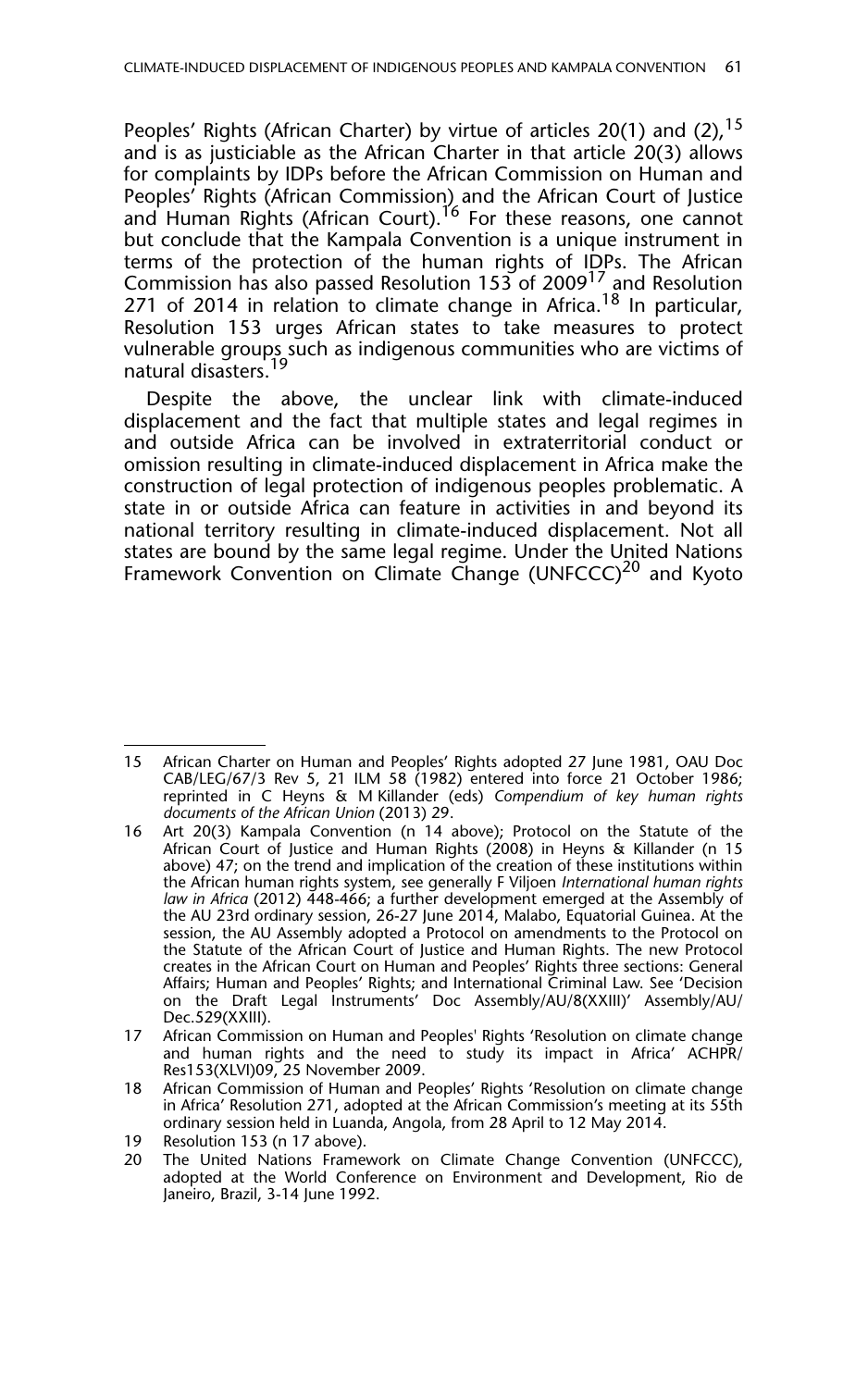Peoples' Rights (African Charter) by virtue of articles 20(1) and (2),[15] and is as justiciable as the African Charter in that article 20(3) allows for complaints by IDPs before the African Commission on Human and Peoples' Rights (African Commission) and the African Court of Justice and Human Rights (African Court).[16] For these reasons, one cannot but conclude that the Kampala Convention is a unique instrument in terms of the protection of the human rights of IDPs. The African Commission has also passed Resolution 153 of 2009[17] and Resolution 271 of 2014 in relation to climate change in Africa.[18] In particular, Resolution 153 urges African states to take measures to protect vulnerable groups such as indigenous communities who are victims of natural disasters.[19]

Despite the above, the unclear link with climate-induced displacement and the fact that multiple states and legal regimes in and outside Africa can be involved in extraterritorial conduct or omission resulting in climate-induced displacement in Africa make the construction of legal protection of indigenous peoples problematic. A state in or outside Africa can feature in activities in and beyond its national territory resulting in climate-induced displacement. Not all states are bound by the same legal regime. Under the United Nations Framework Convention on Climate Change (UNFCCC)[20] and Kyoto

---

15 African Charter on Human and Peoples' Rights adopted 27 June 1981, OAU Doc CAB/LEG/67/3 Rev 5, 21 ILM 58 (1982) entered into force 21 October 1986; reprinted in C Heyns & M Killander (eds) *Compendium of key human rights documents of the African Union* (2013) 29.

16 Art 20(3) Kampala Convention (n 14 above); Protocol on the Statute of the African Court of Justice and Human Rights (2008) in Heyns & Killander (n 15 above) 47; on the trend and implication of the creation of these institutions within the African human rights system, see generally F Viljoen *International human rights law in Africa* (2012) 448-466; a further development emerged at the Assembly of the AU 23rd ordinary session, 26-27 June 2014, Malabo, Equatorial Guinea. At the session, the AU Assembly adopted a Protocol on amendments to the Protocol on the Statute of the African Court of Justice and Human Rights. The new Protocol creates in the African Court on Human and Peoples' Rights three sections: General Affairs; Human and Peoples' Rights; and International Criminal Law. See 'Decision on the Draft Legal Instruments' Doc Assembly/AU/8(XXIII)' Assembly/AU/Dec.529(XXIII).

17 African Commission on Human and Peoples' Rights 'Resolution on climate change and human rights and the need to study its impact in Africa' ACHPR/Res153(XLVI)09, 25 November 2009.

18 African Commission on Human and Peoples' Rights 'Resolution on climate change in Africa' Resolution 271, adopted at the African Commission's meeting at its 55th ordinary session held in Luanda, Angola, from 28 April to 12 May 2014.

19 Resolution 153 (n 17 above).

20 The United Nations Framework on Climate Change Convention (UNFCCC), adopted at the World Conference on Environment and Development, Rio de Janeiro, Brazil, 3-14 June 1992.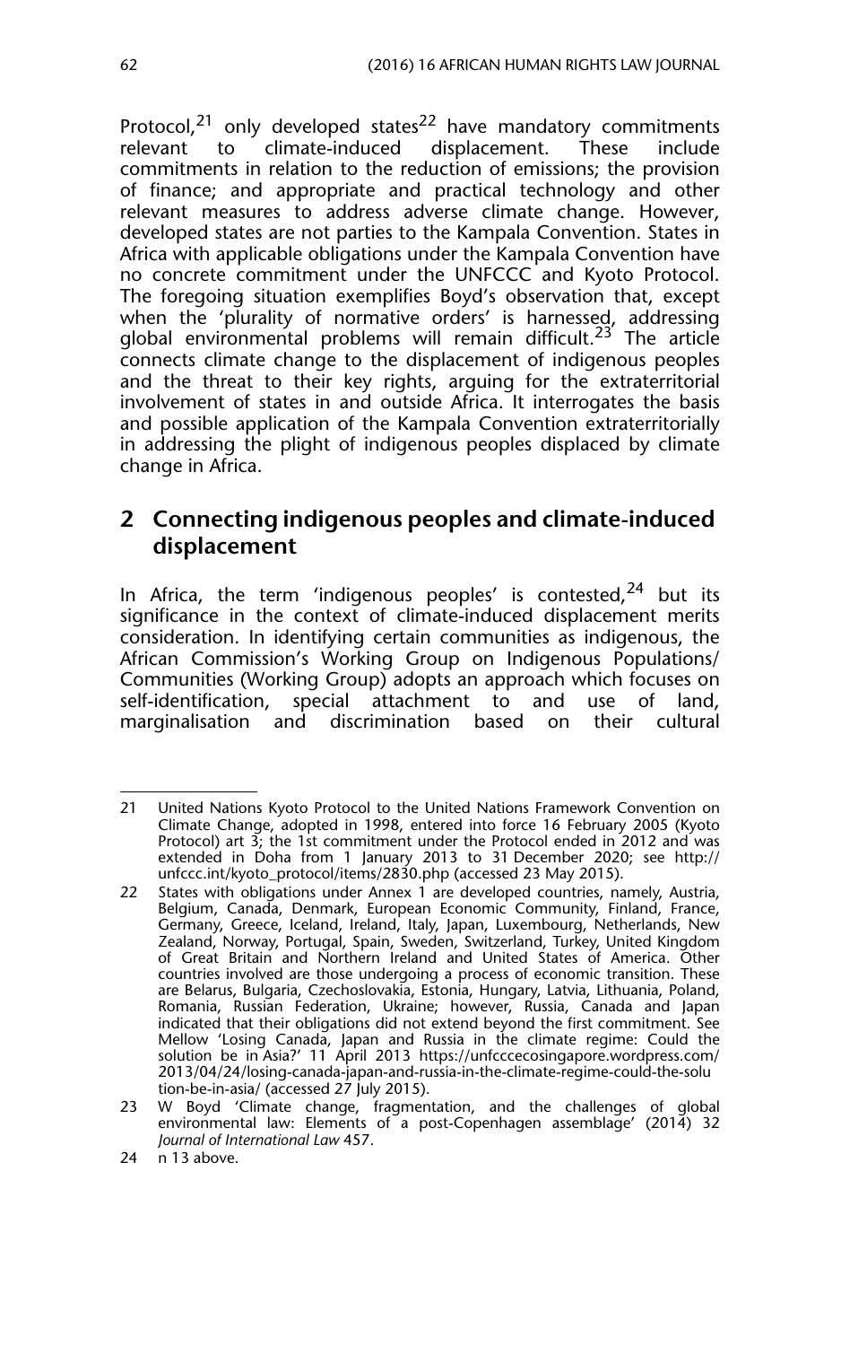Protocol,[21] only developed states[22] have mandatory commitments relevant to climate-induced displacement. These include commitments in relation to the reduction of emissions; the provision of finance; and appropriate and practical technology and other relevant measures to address adverse climate change. However, developed states are not parties to the Kampala Convention. States in Africa with applicable obligations under the Kampala Convention have no concrete commitment under the UNFCCC and Kyoto Protocol. The foregoing situation exemplifies Boyd's observation that, except when the 'plurality of normative orders' is harnessed, addressing global environmental problems will remain difficult.[23] The article connects climate change to the displacement of indigenous peoples and the threat to their key rights, arguing for the extraterritorial involvement of states in and outside Africa. It interrogates the basis and possible application of the Kampala Convention extraterritorially in addressing the plight of indigenous peoples displaced by climate change in Africa.

## 2 Connecting indigenous peoples and climate-induced displacement

In Africa, the term 'indigenous peoples' is contested,[24] but its significance in the context of climate-induced displacement merits consideration. In identifying certain communities as indigenous, the African Commission's Working Group on Indigenous Populations/ Communities (Working Group) adopts an approach which focuses on self-identification, special attachment to and use of land, marginalisation and discrimination based on their cultural

---

21 United Nations Kyoto Protocol to the United Nations Framework Convention on Climate Change, adopted in 1998, entered into force 16 February 2005 (Kyoto Protocol) art 3; the 1st commitment under the Protocol ended in 2012 and was extended in Doha from 1 January 2013 to 31 December 2020; see http://unfccc.int/kyoto_protocol/items/2830.php (accessed 23 May 2015).

22 States with obligations under Annex 1 are developed countries, namely, Austria, Belgium, Canada, Denmark, European Economic Community, Finland, France, Germany, Greece, Iceland, Ireland, Italy, Japan, Luxembourg, Netherlands, New Zealand, Norway, Portugal, Spain, Sweden, Switzerland, Turkey, United Kingdom of Great Britain and Northern Ireland and United States of America. Other countries involved are those undergoing a process of economic transition. These are Belarus, Bulgaria, Czechoslovakia, Estonia, Hungary, Latvia, Lithuania, Poland, Romania, Russian Federation, Ukraine; however, Russia, Canada and Japan indicated that their obligations did not extend beyond the first commitment. See Mellow 'Losing Canada, Japan and Russia in the climate regime: Could the solution be in Asia?' 11 April 2013 https://unfcccecosingapore.wordpress.com/2013/04/24/losing-canada-japan-and-russia-in-the-climate-regime-could-the-solution-be-in-asia/ (accessed 27 July 2015).

23 W Boyd 'Climate change, fragmentation, and the challenges of global environmental law: Elements of a post-Copenhagen assemblage' (2014) 32 *Journal of International Law* 457.

24 n 13 above.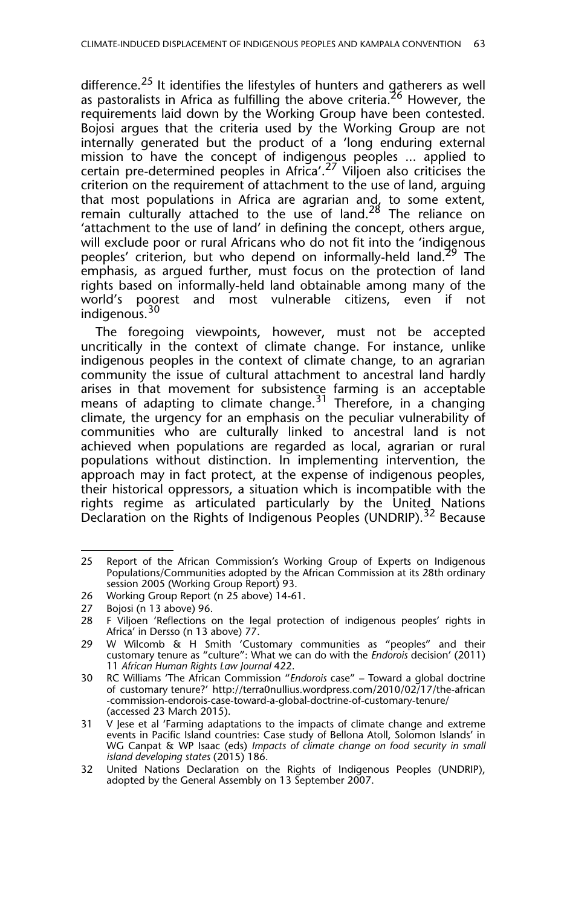difference.[25] It identifies the lifestyles of hunters and gatherers as well as pastoralists in Africa as fulfilling the above criteria.[26] However, the requirements laid down by the Working Group have been contested. Bojosi argues that the criteria used by the Working Group are not internally generated but the product of a 'long enduring external mission to have the concept of indigenous peoples ... applied to certain pre-determined peoples in Africa'.[27] Viljoen also criticises the criterion on the requirement of attachment to the use of land, arguing that most populations in Africa are agrarian and, to some extent, remain culturally attached to the use of land.[28] The reliance on 'attachment to the use of land' in defining the concept, others argue, will exclude poor or rural Africans who do not fit into the 'indigenous peoples' criterion, but who depend on informally-held land.[29] The emphasis, as argued further, must focus on the protection of land rights based on informally-held land obtainable among many of the world's poorest and most vulnerable citizens, even if not indigenous.[30]

The foregoing viewpoints, however, must not be accepted uncritically in the context of climate change. For instance, unlike indigenous peoples in the context of climate change, to an agrarian community the issue of cultural attachment to ancestral land hardly arises in that movement for subsistence farming is an acceptable means of adapting to climate change.[31] Therefore, in a changing climate, the urgency for an emphasis on the peculiar vulnerability of communities who are culturally linked to ancestral land is not achieved when populations are regarded as local, agrarian or rural populations without distinction. In implementing intervention, the approach may in fact protect, at the expense of indigenous peoples, their historical oppressors, a situation which is incompatible with the rights regime as articulated particularly by the United Nations Declaration on the Rights of Indigenous Peoples (UNDRIP).[32] Because

---

25 Report of the African Commission's Working Group of Experts on Indigenous Populations/Communities adopted by the African Commission at its 28th ordinary session 2005 (Working Group Report) 93.

26 Working Group Report (n 25 above) 14-61.

27 Bojosi (n 13 above) 96.

28 F Viljoen 'Reflections on the legal protection of indigenous peoples' rights in Africa' in Dersso (n 13 above) 77.

29 W Wilcomb & H Smith 'Customary communities as "peoples" and their customary tenure as "culture": What we can do with the *Endorois* decision' (2011) 11 *African Human Rights Law Journal* 422.

30 RC Williams 'The African Commission "*Endorois* case" – Toward a global doctrine of customary tenure?' http://terra0nullius.wordpress.com/2010/02/17/the-african-commission-endorois-case-toward-a-global-doctrine-of-customary-tenure/ (accessed 23 March 2015).

31 V Jese et al 'Farming adaptations to the impacts of climate change and extreme events in Pacific Island countries: Case study of Bellona Atoll, Solomon Islands' in WG Canpat & WP Isaac (eds) *Impacts of climate change on food security in small island developing states* (2015) 186.

32 United Nations Declaration on the Rights of Indigenous Peoples (UNDRIP), adopted by the General Assembly on 13 September 2007.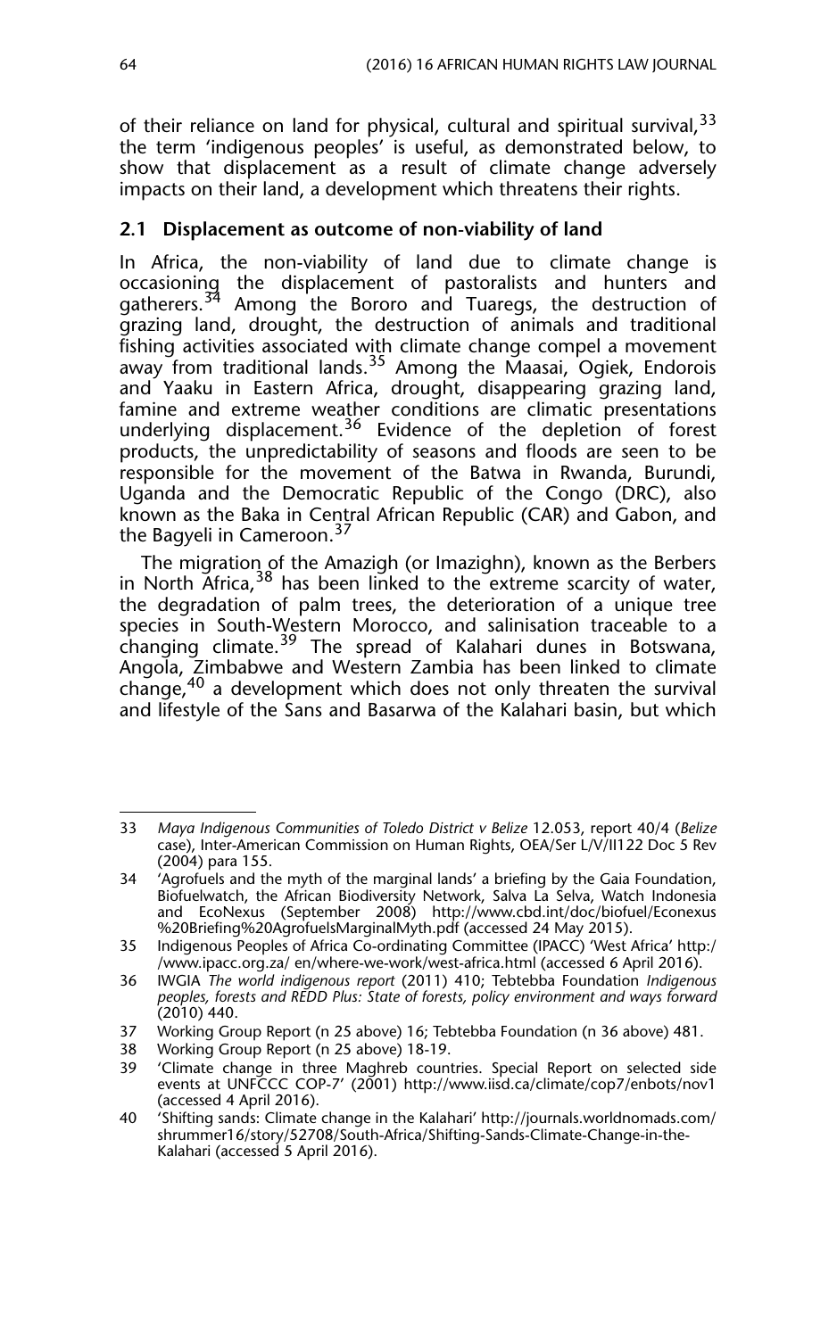of their reliance on land for physical, cultural and spiritual survival,[33] the term 'indigenous peoples' is useful, as demonstrated below, to show that displacement as a result of climate change adversely impacts on their land, a development which threatens their rights.

### 2.1 Displacement as outcome of non-viability of land

In Africa, the non-viability of land due to climate change is occasioning the displacement of pastoralists and hunters and gatherers.[34] Among the Bororo and Tuaregs, the destruction of grazing land, drought, the destruction of animals and traditional fishing activities associated with climate change compel a movement away from traditional lands.[35] Among the Maasai, Ogiek, Endorois and Yaaku in Eastern Africa, drought, disappearing grazing land, famine and extreme weather conditions are climatic presentations underlying displacement.[36] Evidence of the depletion of forest products, the unpredictability of seasons and floods are seen to be responsible for the movement of the Batwa in Rwanda, Burundi, Uganda and the Democratic Republic of the Congo (DRC), also known as the Baka in Central African Republic (CAR) and Gabon, and the Bagyeli in Cameroon.[37]

The migration of the Amazigh (or Imazighn), known as the Berbers in North Africa,[38] has been linked to the extreme scarcity of water, the degradation of palm trees, the deterioration of a unique tree species in South-Western Morocco, and salinisation traceable to a changing climate.[39] The spread of Kalahari dunes in Botswana, Angola, Zimbabwe and Western Zambia has been linked to climate change,[40] a development which does not only threaten the survival and lifestyle of the Sans and Basarwa of the Kalahari basin, but which

---

33 *Maya Indigenous Communities of Toledo District v Belize* 12.053, report 40/4 (*Belize* case), Inter-American Commission on Human Rights, OEA/Ser L/V/II122 Doc 5 Rev (2004) para 155.

34 'Agrofuels and the myth of the marginal lands' a briefing by the Gaia Foundation, Biofuelwatch, the African Biodiversity Network, Salva La Selva, Watch Indonesia and EcoNexus (September 2008) http://www.cbd.int/doc/biofuel/Econexus%20Briefing%20AgrofuelsMarginalMyth.pdf (accessed 24 May 2015).

35 Indigenous Peoples of Africa Co-ordinating Committee (IPACC) 'West Africa' http://www.ipacc.org.za/ en/where-we-work/west-africa.html (accessed 6 April 2016).

36 IWGIA *The world indigenous report* (2011) 410; Tebtebba Foundation *Indigenous peoples, forests and REDD Plus: State of forests, policy environment and ways forward* (2010) 440.

37 Working Group Report (n 25 above) 16; Tebtebba Foundation (n 36 above) 481.

38 Working Group Report (n 25 above) 18-19.

39 'Climate change in three Maghreb countries. Special Report on selected side events at UNFCCC COP-7' (2001) http://www.iisd.ca/climate/cop7/enbots/nov1 (accessed 4 April 2016).

40 'Shifting sands: Climate change in the Kalahari' http://journals.worldnomads.com/shrummer16/story/52708/South-Africa/Shifting-Sands-Climate-Change-in-the-Kalahari (accessed 5 April 2016).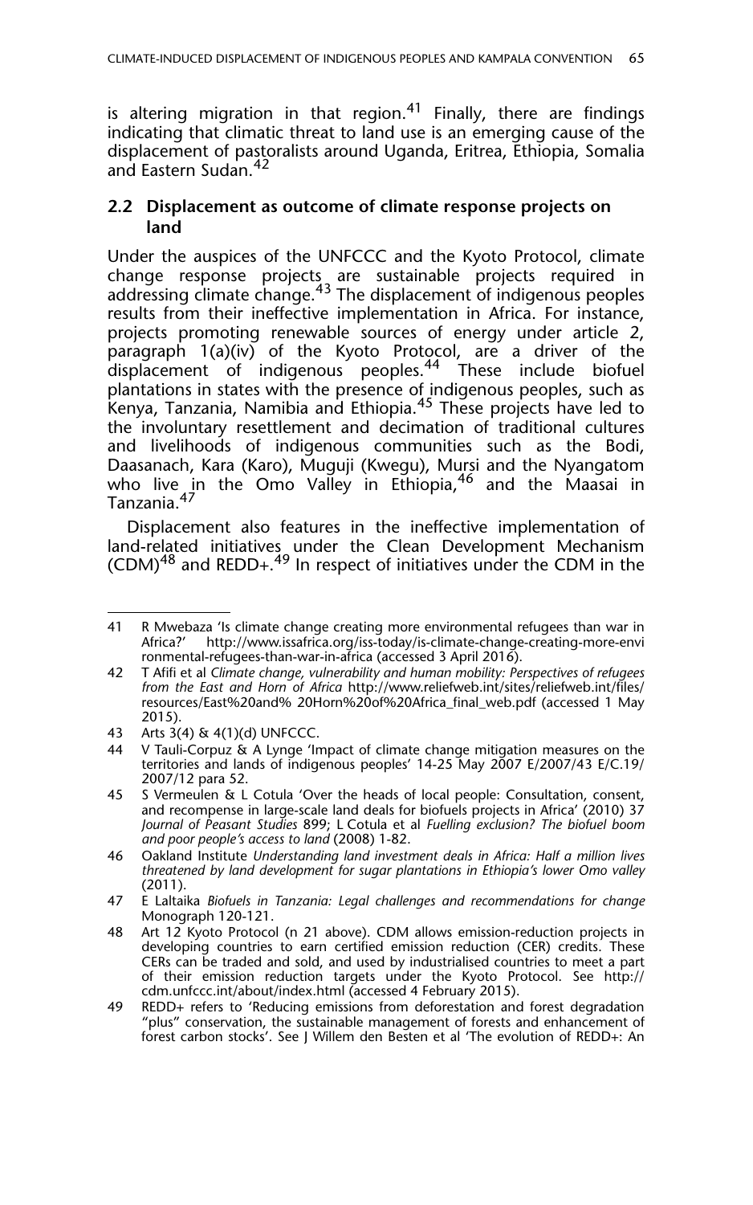is altering migration in that region.[41] Finally, there are findings indicating that climatic threat to land use is an emerging cause of the displacement of pastoralists around Uganda, Eritrea, Ethiopia, Somalia and Eastern Sudan.[42]

### 2.2 Displacement as outcome of climate response projects on land

Under the auspices of the UNFCCC and the Kyoto Protocol, climate change response projects are sustainable projects required in addressing climate change.[43] The displacement of indigenous peoples results from their ineffective implementation in Africa. For instance, projects promoting renewable sources of energy under article 2, paragraph 1(a)(iv) of the Kyoto Protocol, are a driver of the displacement of indigenous peoples.[44] These include biofuel plantations in states with the presence of indigenous peoples, such as Kenya, Tanzania, Namibia and Ethiopia.[45] These projects have led to the involuntary resettlement and decimation of traditional cultures and livelihoods of indigenous communities such as the Bodi, Daasanach, Kara (Karo), Muguji (Kwegu), Mursi and the Nyangatom who live in the Omo Valley in Ethiopia,[46] and the Maasai in Tanzania.[47]

Displacement also features in the ineffective implementation of land-related initiatives under the Clean Development Mechanism (CDM)[48] and REDD+.[49] In respect of initiatives under the CDM in the

---

41 R Mwebaza 'Is climate change creating more environmental refugees than war in Africa?' http://www.issafrica.org/iss-today/is-climate-change-creating-more-environmental-refugees-than-war-in-africa (accessed 3 April 2016).

42 T Afifi et al *Climate change, vulnerability and human mobility: Perspectives of refugees from the East and Horn of Africa* http://www.reliefweb.int/sites/reliefweb.int/files/resources/East%20and% 20Horn%20of%20Africa_final_web.pdf (accessed 1 May 2015).

43 Arts 3(4) & 4(1)(d) UNFCCC.

44 V Tauli-Corpuz & A Lynge 'Impact of climate change mitigation measures on the territories and lands of indigenous peoples' 14-25 May 2007 E/2007/43 E/C.19/2007/12 para 52.

45 S Vermeulen & L Cotula 'Over the heads of local people: Consultation, consent, and recompense in large-scale land deals for biofuels projects in Africa' (2010) 37 *Journal of Peasant Studies* 899; L Cotula et al *Fuelling exclusion? The biofuel boom and poor people's access to land* (2008) 1-82.

46 Oakland Institute *Understanding land investment deals in Africa: Half a million lives threatened by land development for sugar plantations in Ethiopia's lower Omo valley* (2011).

47 E Laltaika *Biofuels in Tanzania: Legal challenges and recommendations for change* Monograph 120-121.

48 Art 12 Kyoto Protocol (n 21 above). CDM allows emission-reduction projects in developing countries to earn certified emission reduction (CER) credits. These CERs can be traded and sold, and used by industrialised countries to meet a part of their emission reduction targets under the Kyoto Protocol. See http://cdm.unfccc.int/about/index.html (accessed 4 February 2015).

49 REDD+ refers to 'Reducing emissions from deforestation and forest degradation "plus" conservation, the sustainable management of forests and enhancement of forest carbon stocks'. See J Willem den Besten et al 'The evolution of REDD+: An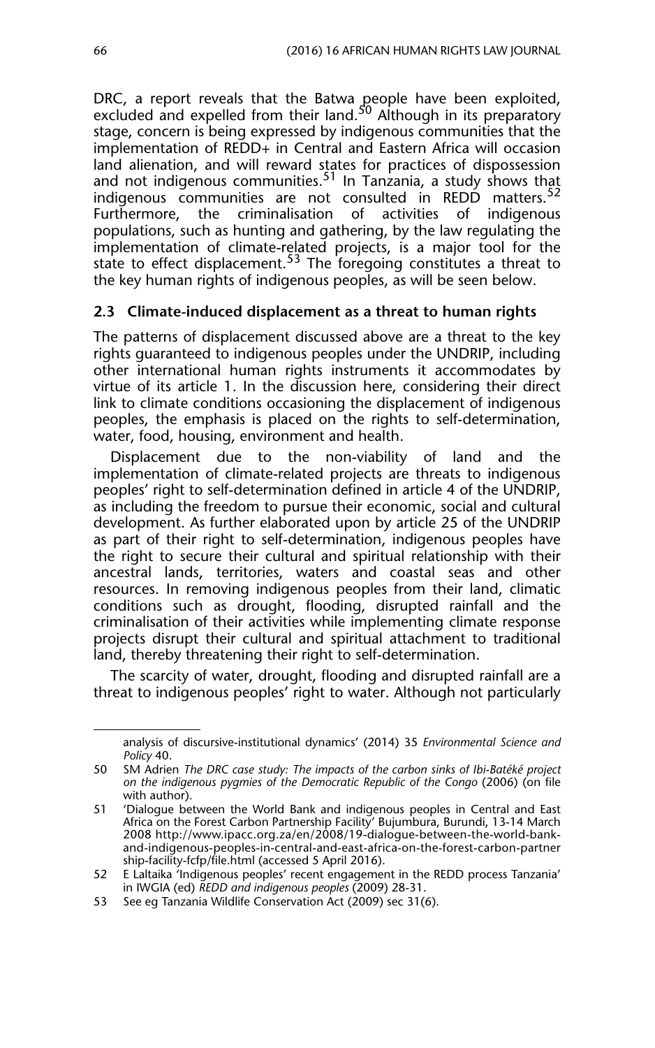DRC, a report reveals that the Batwa people have been exploited, excluded and expelled from their land.[50] Although in its preparatory stage, concern is being expressed by indigenous communities that the implementation of REDD+ in Central and Eastern Africa will occasion land alienation, and will reward states for practices of dispossession and not indigenous communities.[51] In Tanzania, a study shows that indigenous communities are not consulted in REDD matters.[52] Furthermore, the criminalisation of activities of indigenous populations, such as hunting and gathering, by the law regulating the implementation of climate-related projects, is a major tool for the state to effect displacement.[53] The foregoing constitutes a threat to the key human rights of indigenous peoples, as will be seen below.

### 2.3 Climate-induced displacement as a threat to human rights

The patterns of displacement discussed above are a threat to the key rights guaranteed to indigenous peoples under the UNDRIP, including other international human rights instruments it accommodates by virtue of its article 1. In the discussion here, considering their direct link to climate conditions occasioning the displacement of indigenous peoples, the emphasis is placed on the rights to self-determination, water, food, housing, environment and health.

Displacement due to the non-viability of land and the implementation of climate-related projects are threats to indigenous peoples' right to self-determination defined in article 4 of the UNDRIP, as including the freedom to pursue their economic, social and cultural development. As further elaborated upon by article 25 of the UNDRIP as part of their right to self-determination, indigenous peoples have the right to secure their cultural and spiritual relationship with their ancestral lands, territories, waters and coastal seas and other resources. In removing indigenous peoples from their land, climatic conditions such as drought, flooding, disrupted rainfall and the criminalisation of their activities while implementing climate response projects disrupt their cultural and spiritual attachment to traditional land, thereby threatening their right to self-determination.

The scarcity of water, drought, flooding and disrupted rainfall are a threat to indigenous peoples' right to water. Although not particularly

---

analysis of discursive-institutional dynamics' (2014) 35 *Environmental Science and Policy* 40.

50 SM Adrien *The DRC case study: The impacts of the carbon sinks of Ibi-Batéké project on the indigenous pygmies of the Democratic Republic of the Congo* (2006) (on file with author).

51 'Dialogue between the World Bank and indigenous peoples in Central and East Africa on the Forest Carbon Partnership Facility' Bujumbura, Burundi, 13-14 March 2008 http://www.ipacc.org.za/en/2008/19-dialogue-between-the-world-bank-and-indigenous-peoples-in-central-and-east-africa-on-the-forest-carbon-partnership-facility-fcfp/file.html (accessed 5 April 2016).

52 E Laltaika 'Indigenous peoples' recent engagement in the REDD process Tanzania' in IWGIA (ed) *REDD and indigenous peoples* (2009) 28-31.

53 See eg Tanzania Wildlife Conservation Act (2009) sec 31(6).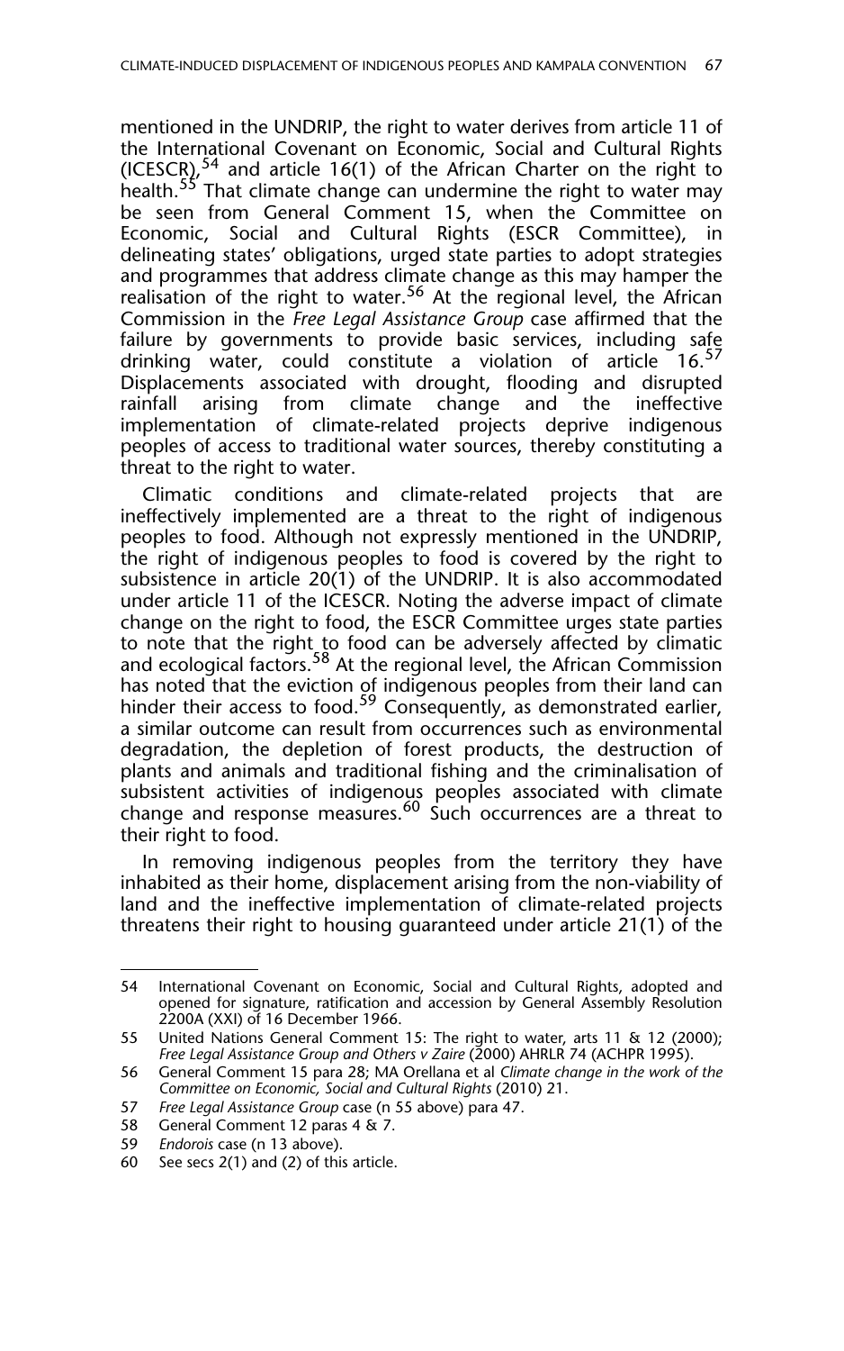mentioned in the UNDRIP, the right to water derives from article 11 of the International Covenant on Economic, Social and Cultural Rights (ICESCR),[54] and article 16(1) of the African Charter on the right to health.[55] That climate change can undermine the right to water may be seen from General Comment 15, when the Committee on Economic, Social and Cultural Rights (ESCR Committee), in delineating states' obligations, urged state parties to adopt strategies and programmes that address climate change as this may hamper the realisation of the right to water.[56] At the regional level, the African Commission in the *Free Legal Assistance Group* case affirmed that the failure by governments to provide basic services, including safe drinking water, could constitute a violation of article 16.[57] Displacements associated with drought, flooding and disrupted rainfall arising from climate change and the ineffective implementation of climate-related projects deprive indigenous peoples of access to traditional water sources, thereby constituting a threat to the right to water.

Climatic conditions and climate-related projects that are ineffectively implemented are a threat to the right of indigenous peoples to food. Although not expressly mentioned in the UNDRIP, the right of indigenous peoples to food is covered by the right to subsistence in article 20(1) of the UNDRIP. It is also accommodated under article 11 of the ICESCR. Noting the adverse impact of climate change on the right to food, the ESCR Committee urges state parties to note that the right to food can be adversely affected by climatic and ecological factors.[58] At the regional level, the African Commission has noted that the eviction of indigenous peoples from their land can hinder their access to food.[59] Consequently, as demonstrated earlier, a similar outcome can result from occurrences such as environmental degradation, the depletion of forest products, the destruction of plants and animals and traditional fishing and the criminalisation of subsistent activities of indigenous peoples associated with climate change and response measures.[60] Such occurrences are a threat to their right to food.

In removing indigenous peoples from the territory they have inhabited as their home, displacement arising from the non-viability of land and the ineffective implementation of climate-related projects threatens their right to housing guaranteed under article 21(1) of the

---

54 International Covenant on Economic, Social and Cultural Rights, adopted and opened for signature, ratification and accession by General Assembly Resolution 2200A (XXI) of 16 December 1966.

55 United Nations General Comment 15: The right to water, arts 11 & 12 (2000); *Free Legal Assistance Group and Others v Zaire* (2000) AHRLR 74 (ACHPR 1995).

56 General Comment 15 para 28; MA Orellana et al *Climate change in the work of the Committee on Economic, Social and Cultural Rights* (2010) 21.

57 *Free Legal Assistance Group* case (n 55 above) para 47.

58 General Comment 12 paras 4 & 7.

59 *Endorois* case (n 13 above).

60 See secs 2(1) and (2) of this article.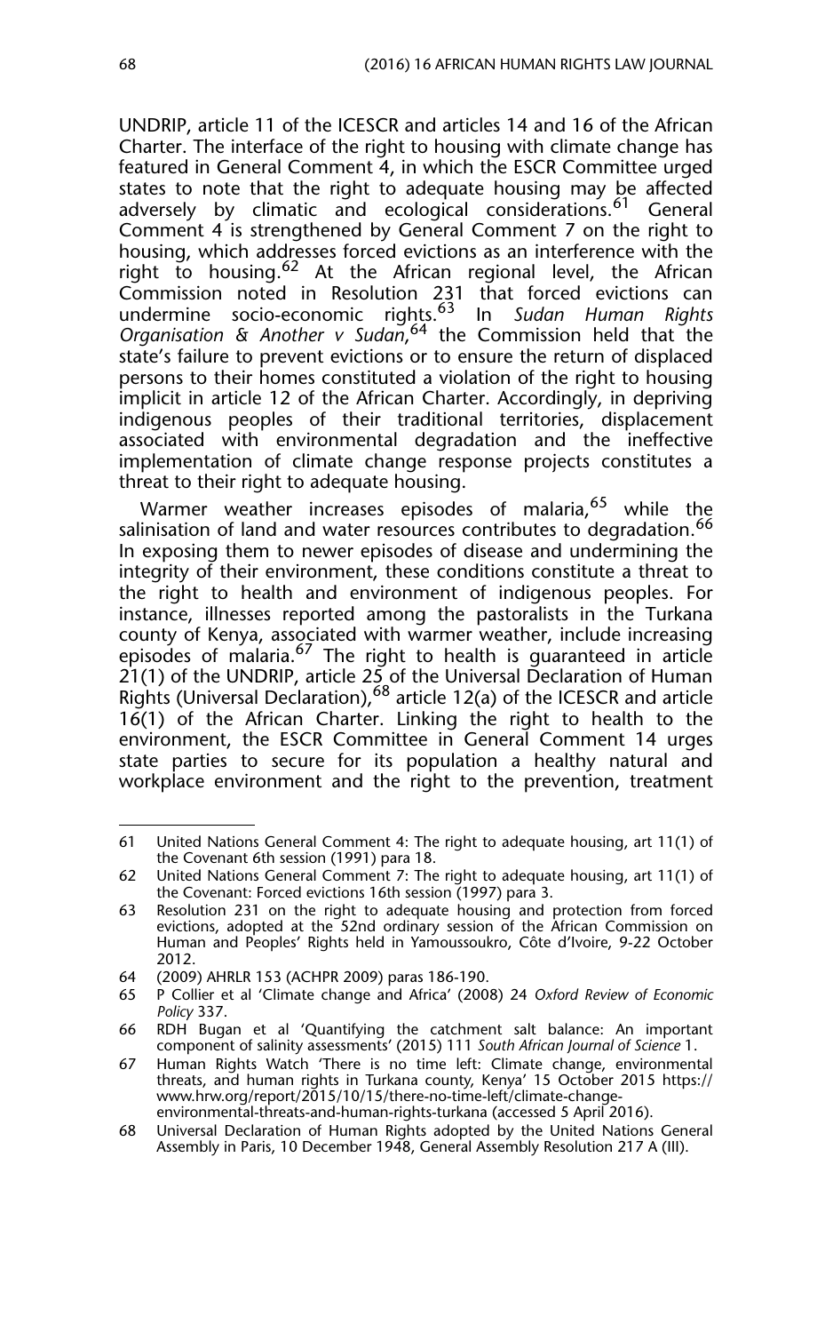UNDRIP, article 11 of the ICESCR and articles 14 and 16 of the African Charter. The interface of the right to housing with climate change has featured in General Comment 4, in which the ESCR Committee urged states to note that the right to adequate housing may be affected adversely by climatic and ecological considerations.[61] General Comment 4 is strengthened by General Comment 7 on the right to housing, which addresses forced evictions as an interference with the right to housing.[62] At the African regional level, the African Commission noted in Resolution 231 that forced evictions can undermine socio-economic rights.[63] In *Sudan Human Rights Organisation & Another v Sudan*,[64] the Commission held that the state's failure to prevent evictions or to ensure the return of displaced persons to their homes constituted a violation of the right to housing implicit in article 12 of the African Charter. Accordingly, in depriving indigenous peoples of their traditional territories, displacement associated with environmental degradation and the ineffective implementation of climate change response projects constitutes a threat to their right to adequate housing.

Warmer weather increases episodes of malaria,[65] while the salinisation of land and water resources contributes to degradation.[66] In exposing them to newer episodes of disease and undermining the integrity of their environment, these conditions constitute a threat to the right to health and environment of indigenous peoples. For instance, illnesses reported among the pastoralists in the Turkana county of Kenya, associated with warmer weather, include increasing episodes of malaria.[67] The right to health is guaranteed in article 21(1) of the UNDRIP, article 25 of the Universal Declaration of Human Rights (Universal Declaration),[68] article 12(a) of the ICESCR and article 16(1) of the African Charter. Linking the right to health to the environment, the ESCR Committee in General Comment 14 urges state parties to secure for its population a healthy natural and workplace environment and the right to the prevention, treatment

---

61 United Nations General Comment 4: The right to adequate housing, art 11(1) of the Covenant 6th session (1991) para 18.

62 United Nations General Comment 7: The right to adequate housing, art 11(1) of the Covenant: Forced evictions 16th session (1997) para 3.

63 Resolution 231 on the right to adequate housing and protection from forced evictions, adopted at the 52nd ordinary session of the African Commission on Human and Peoples' Rights held in Yamoussoukro, Côte d'Ivoire, 9-22 October 2012.

64 (2009) AHRLR 153 (ACHPR 2009) paras 186-190.

65 P Collier et al 'Climate change and Africa' (2008) 24 *Oxford Review of Economic Policy* 337.

66 RDH Bugan et al 'Quantifying the catchment salt balance: An important component of salinity assessments' (2015) 111 *South African Journal of Science* 1.

67 Human Rights Watch 'There is no time left: Climate change, environmental threats, and human rights in Turkana county, Kenya' 15 October 2015 https://www.hrw.org/report/2015/10/15/there-no-time-left/climate-change-environmental-threats-and-human-rights-turkana (accessed 5 April 2016).

68 Universal Declaration of Human Rights adopted by the United Nations General Assembly in Paris, 10 December 1948, General Assembly Resolution 217 A (III).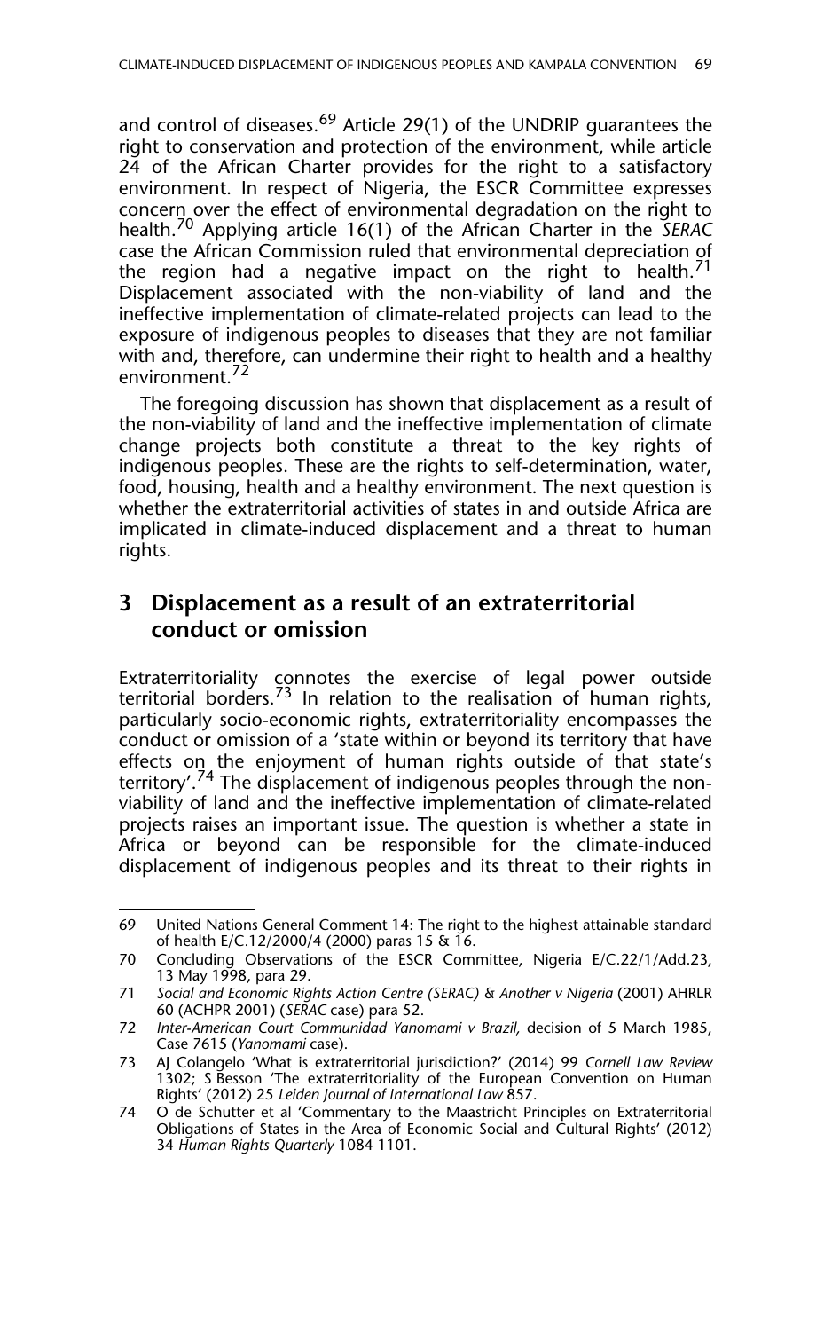and control of diseases.[69] Article 29(1) of the UNDRIP guarantees the right to conservation and protection of the environment, while article 24 of the African Charter provides for the right to a satisfactory environment. In respect of Nigeria, the ESCR Committee expresses concern over the effect of environmental degradation on the right to health.[70] Applying article 16(1) of the African Charter in the *SERAC* case the African Commission ruled that environmental depreciation of the region had a negative impact on the right to health.[71] Displacement associated with the non-viability of land and the ineffective implementation of climate-related projects can lead to the exposure of indigenous peoples to diseases that they are not familiar with and, therefore, can undermine their right to health and a healthy environment.[72]

The foregoing discussion has shown that displacement as a result of the non-viability of land and the ineffective implementation of climate change projects both constitute a threat to the key rights of indigenous peoples. These are the rights to self-determination, water, food, housing, health and a healthy environment. The next question is whether the extraterritorial activities of states in and outside Africa are implicated in climate-induced displacement and a threat to human rights.

## 3 Displacement as a result of an extraterritorial conduct or omission

Extraterritoriality connotes the exercise of legal power outside territorial borders.[73] In relation to the realisation of human rights, particularly socio-economic rights, extraterritoriality encompasses the conduct or omission of a 'state within or beyond its territory that have effects on the enjoyment of human rights outside of that state's territory'.[74] The displacement of indigenous peoples through the non-viability of land and the ineffective implementation of climate-related projects raises an important issue. The question is whether a state in Africa or beyond can be responsible for the climate-induced displacement of indigenous peoples and its threat to their rights in

---

69 United Nations General Comment 14: The right to the highest attainable standard of health E/C.12/2000/4 (2000) paras 15 & 16.

70 Concluding Observations of the ESCR Committee, Nigeria E/C.22/1/Add.23, 13 May 1998, para 29.

71 *Social and Economic Rights Action Centre (SERAC) & Another v Nigeria* (2001) AHRLR 60 (ACHPR 2001) (*SERAC* case) para 52.

72 *Inter-American Court Communidad Yanomami v Brazil,* decision of 5 March 1985, Case 7615 (*Yanomami* case).

73 AJ Colangelo 'What is extraterritorial jurisdiction?' (2014) 99 *Cornell Law Review* 1302; S Besson 'The extraterritoriality of the European Convention on Human Rights' (2012) 25 *Leiden Journal of International Law* 857.

74 O de Schutter et al 'Commentary to the Maastricht Principles on Extraterritorial Obligations of States in the Area of Economic Social and Cultural Rights' (2012) 34 *Human Rights Quarterly* 1084 1101.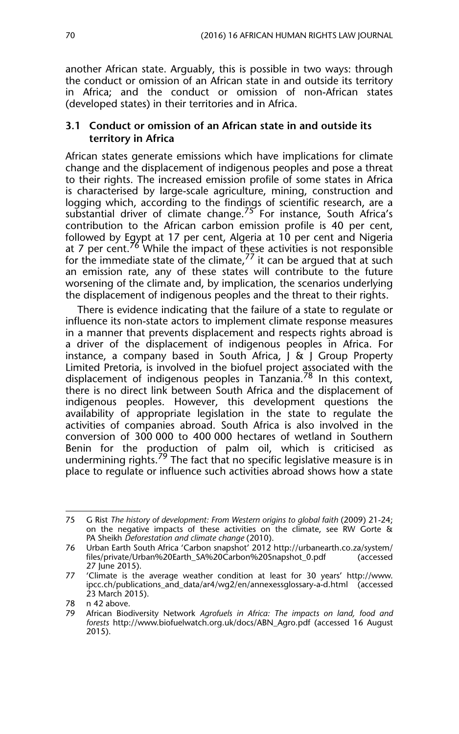another African state. Arguably, this is possible in two ways: through the conduct or omission of an African state in and outside its territory in Africa; and the conduct or omission of non-African states (developed states) in their territories and in Africa.

### 3.1 Conduct or omission of an African state in and outside its territory in Africa

African states generate emissions which have implications for climate change and the displacement of indigenous peoples and pose a threat to their rights. The increased emission profile of some states in Africa is characterised by large-scale agriculture, mining, construction and logging which, according to the findings of scientific research, are a substantial driver of climate change.[75] For instance, South Africa's contribution to the African carbon emission profile is 40 per cent, followed by Egypt at 17 per cent, Algeria at 10 per cent and Nigeria at 7 per cent.[76] While the impact of these activities is not responsible for the immediate state of the climate,[77] it can be argued that at such an emission rate, any of these states will contribute to the future worsening of the climate and, by implication, the scenarios underlying the displacement of indigenous peoples and the threat to their rights.

There is evidence indicating that the failure of a state to regulate or influence its non-state actors to implement climate response measures in a manner that prevents displacement and respects rights abroad is a driver of the displacement of indigenous peoples in Africa. For instance, a company based in South Africa, J & J Group Property Limited Pretoria, is involved in the biofuel project associated with the displacement of indigenous peoples in Tanzania.[78] In this context, there is no direct link between South Africa and the displacement of indigenous peoples. However, this development questions the availability of appropriate legislation in the state to regulate the activities of companies abroad. South Africa is also involved in the conversion of 300 000 to 400 000 hectares of wetland in Southern Benin for the production of palm oil, which is criticised as undermining rights.[79] The fact that no specific legislative measure is in place to regulate or influence such activities abroad shows how a state

---

75 G Rist *The history of development: From Western origins to global faith* (2009) 21-24; on the negative impacts of these activities on the climate, see RW Gorte & PA Sheikh *Deforestation and climate change* (2010).

76 Urban Earth South Africa 'Carbon snapshot' 2012 http://urbanearth.co.za/system/files/private/Urban%20Earth_SA%20Carbon%20Snapshot_0.pdf (accessed 27 June 2015).

77 'Climate is the average weather condition at least for 30 years' http://www.ipcc.ch/publications_and_data/ar4/wg2/en/annexessglossary-a-d.html (accessed 23 March 2015).

78 n 42 above.

79 African Biodiversity Network *Agrofuels in Africa: The impacts on land, food and forests* http://www.biofuelwatch.org.uk/docs/ABN_Agro.pdf (accessed 16 August 2015).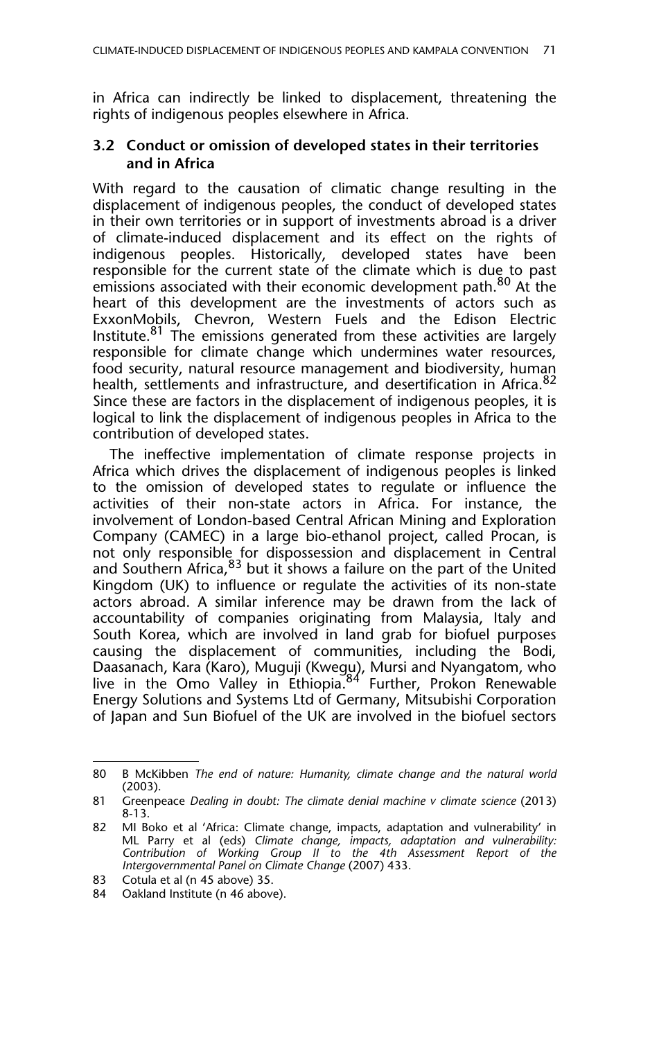in Africa can indirectly be linked to displacement, threatening the rights of indigenous peoples elsewhere in Africa.

### 3.2 Conduct or omission of developed states in their territories and in Africa

With regard to the causation of climatic change resulting in the displacement of indigenous peoples, the conduct of developed states in their own territories or in support of investments abroad is a driver of climate-induced displacement and its effect on the rights of indigenous peoples. Historically, developed states have been responsible for the current state of the climate which is due to past emissions associated with their economic development path.[80] At the heart of this development are the investments of actors such as ExxonMobils, Chevron, Western Fuels and the Edison Electric Institute.[81] The emissions generated from these activities are largely responsible for climate change which undermines water resources, food security, natural resource management and biodiversity, human health, settlements and infrastructure, and desertification in Africa.[82] Since these are factors in the displacement of indigenous peoples, it is logical to link the displacement of indigenous peoples in Africa to the contribution of developed states.

The ineffective implementation of climate response projects in Africa which drives the displacement of indigenous peoples is linked to the omission of developed states to regulate or influence the activities of their non-state actors in Africa. For instance, the involvement of London-based Central African Mining and Exploration Company (CAMEC) in a large bio-ethanol project, called Procan, is not only responsible for dispossession and displacement in Central and Southern Africa,[83] but it shows a failure on the part of the United Kingdom (UK) to influence or regulate the activities of its non-state actors abroad. A similar inference may be drawn from the lack of accountability of companies originating from Malaysia, Italy and South Korea, which are involved in land grab for biofuel purposes causing the displacement of communities, including the Bodi, Daasanach, Kara (Karo), Muguji (Kwegu), Mursi and Nyangatom, who live in the Omo Valley in Ethiopia.[84] Further, Prokon Renewable Energy Solutions and Systems Ltd of Germany, Mitsubishi Corporation of Japan and Sun Biofuel of the UK are involved in the biofuel sectors

---

80 B McKibben *The end of nature: Humanity, climate change and the natural world* (2003).

81 Greenpeace *Dealing in doubt: The climate denial machine v climate science* (2013) 8-13.

82 MI Boko et al 'Africa: Climate change, impacts, adaptation and vulnerability' in ML Parry et al (eds) *Climate change, impacts, adaptation and vulnerability: Contribution of Working Group II to the 4th Assessment Report of the Intergovernmental Panel on Climate Change* (2007) 433.

83 Cotula et al (n 45 above) 35.

84 Oakland Institute (n 46 above).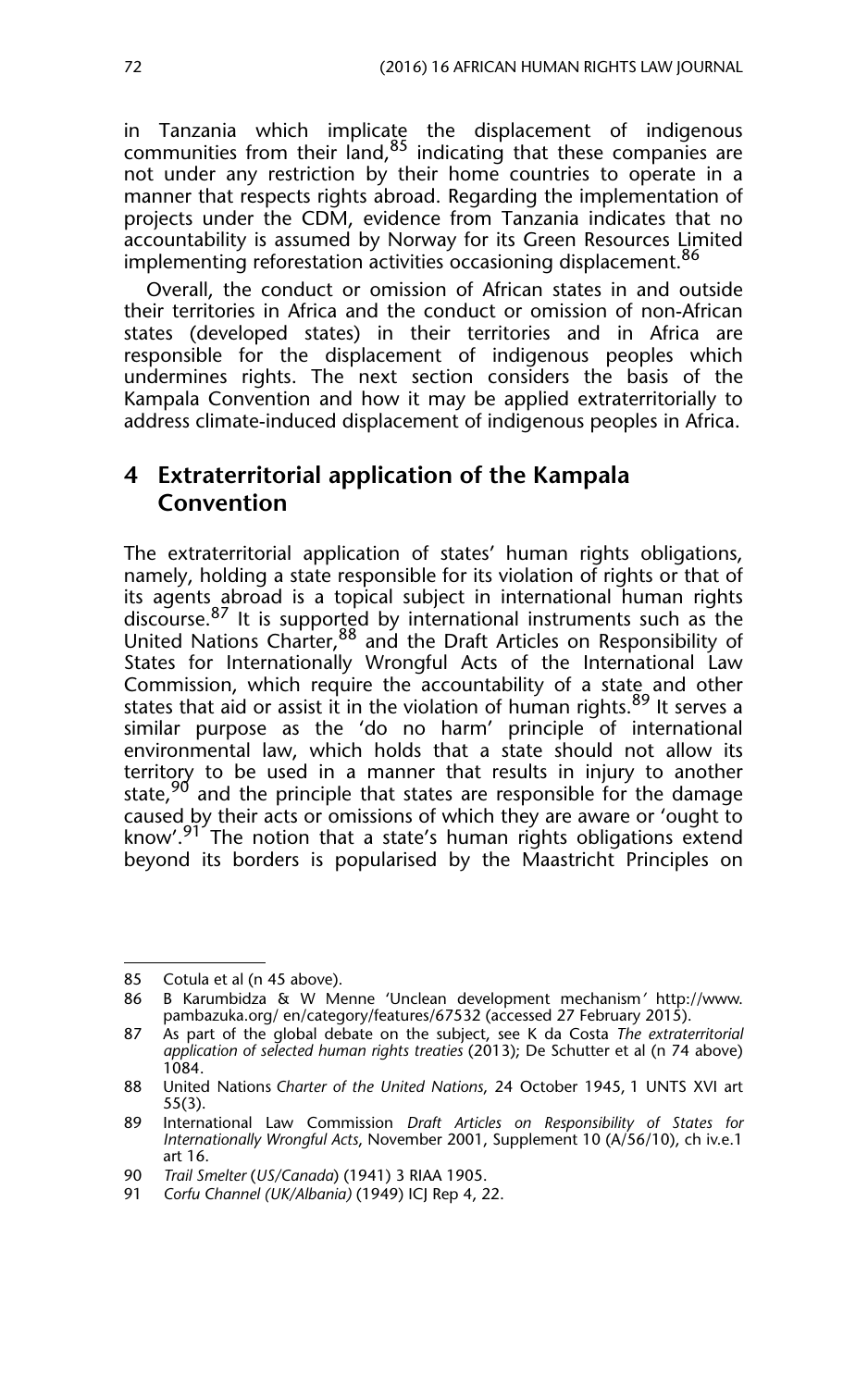in Tanzania which implicate the displacement of indigenous communities from their land,[85] indicating that these companies are not under any restriction by their home countries to operate in a manner that respects rights abroad. Regarding the implementation of projects under the CDM, evidence from Tanzania indicates that no accountability is assumed by Norway for its Green Resources Limited implementing reforestation activities occasioning displacement.[86]

Overall, the conduct or omission of African states in and outside their territories in Africa and the conduct or omission of non-African states (developed states) in their territories and in Africa are responsible for the displacement of indigenous peoples which undermines rights. The next section considers the basis of the Kampala Convention and how it may be applied extraterritorially to address climate-induced displacement of indigenous peoples in Africa.

## 4 Extraterritorial application of the Kampala Convention

The extraterritorial application of states' human rights obligations, namely, holding a state responsible for its violation of rights or that of its agents abroad is a topical subject in international human rights discourse.[87] It is supported by international instruments such as the United Nations Charter,[88] and the Draft Articles on Responsibility of States for Internationally Wrongful Acts of the International Law Commission, which require the accountability of a state and other states that aid or assist it in the violation of human rights.[89] It serves a similar purpose as the 'do no harm' principle of international environmental law, which holds that a state should not allow its territory to be used in a manner that results in injury to another state,[90] and the principle that states are responsible for the damage caused by their acts or omissions of which they are aware or 'ought to know'.[91] The notion that a state's human rights obligations extend beyond its borders is popularised by the Maastricht Principles on

---

85 Cotula et al (n 45 above).

86 B Karumbidza & W Menne 'Unclean development mechanism' http://www.pambazuka.org/ en/category/features/67532 (accessed 27 February 2015).

87 As part of the global debate on the subject, see K da Costa *The extraterritorial application of selected human rights treaties* (2013); De Schutter et al (n 74 above) 1084.

88 United Nations *Charter of the United Nations*, 24 October 1945, 1 UNTS XVI art 55(3).

89 International Law Commission *Draft Articles on Responsibility of States for Internationally Wrongful Acts*, November 2001, Supplement 10 (A/56/10), ch iv.e.1 art 16.

90 *Trail Smelter* (*US/Canada*) (1941) 3 RIAA 1905.

91 *Corfu Channel (UK/Albania)* (1949) ICJ Rep 4, 22.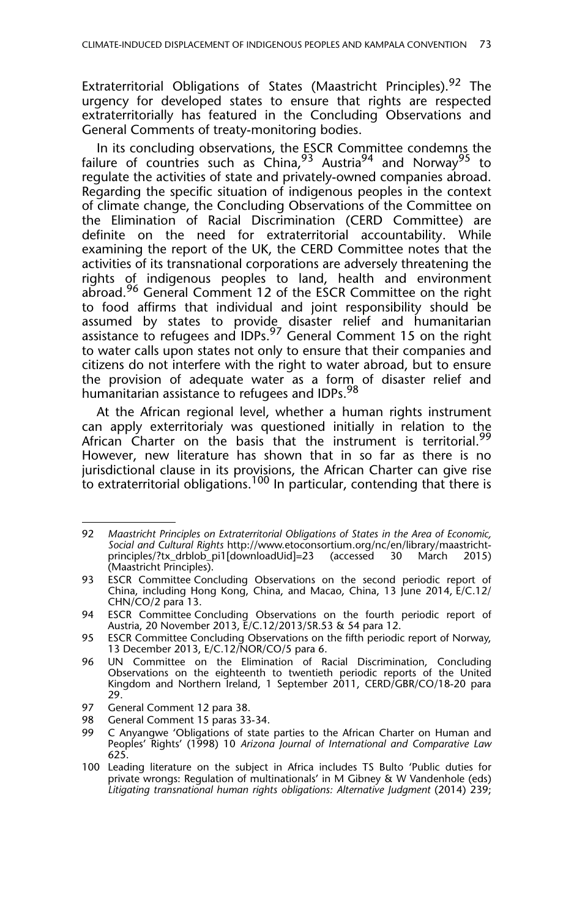Extraterritorial Obligations of States (Maastricht Principles).[92] The urgency for developed states to ensure that rights are respected extraterritorially has featured in the Concluding Observations and General Comments of treaty-monitoring bodies.

In its concluding observations, the ESCR Committee condemns the failure of countries such as China,[93] Austria[94] and Norway[95] to regulate the activities of state and privately-owned companies abroad. Regarding the specific situation of indigenous peoples in the context of climate change, the Concluding Observations of the Committee on the Elimination of Racial Discrimination (CERD Committee) are definite on the need for extraterritorial accountability. While examining the report of the UK, the CERD Committee notes that the activities of its transnational corporations are adversely threatening the rights of indigenous peoples to land, health and environment abroad.[96] General Comment 12 of the ESCR Committee on the right to food affirms that individual and joint responsibility should be assumed by states to provide disaster relief and humanitarian assistance to refugees and IDPs.[97] General Comment 15 on the right to water calls upon states not only to ensure that their companies and citizens do not interfere with the right to water abroad, but to ensure the provision of adequate water as a form of disaster relief and humanitarian assistance to refugees and IDPs.[98]

At the African regional level, whether a human rights instrument can apply exterritorialy was questioned initially in relation to the African Charter on the basis that the instrument is territorial.[99] However, new literature has shown that in so far as there is no jurisdictional clause in its provisions, the African Charter can give rise to extraterritorial obligations.[100] In particular, contending that there is

---

92 *Maastricht Principles on Extraterritorial Obligations of States in the Area of Economic, Social and Cultural Rights* http://www.etoconsortium.org/nc/en/library/maastricht-principles/?tx_drblob_pi1[downloadUid]=23 (accessed 30 March 2015) (Maastricht Principles).

93 ESCR Committee Concluding Observations on the second periodic report of China, including Hong Kong, China, and Macao, China, 13 June 2014, E/C.12/CHN/CO/2 para 13.

94 ESCR Committee Concluding Observations on the fourth periodic report of Austria, 20 November 2013, E/C.12/2013/SR.53 & 54 para 12.

95 ESCR Committee Concluding Observations on the fifth periodic report of Norway, 13 December 2013, E/C.12/NOR/CO/5 para 6.

96 UN Committee on the Elimination of Racial Discrimination, Concluding Observations on the eighteenth to twentieth periodic reports of the United Kingdom and Northern Ireland, 1 September 2011, CERD/GBR/CO/18-20 para 29.

97 General Comment 12 para 38.

98 General Comment 15 paras 33-34.

99 C Anyangwe 'Obligations of state parties to the African Charter on Human and Peoples' Rights' (1998) 10 *Arizona Journal of International and Comparative Law* 625.

100 Leading literature on the subject in Africa includes TS Bulto 'Public duties for private wrongs: Regulation of multinationals' in M Gibney & W Vandenhole (eds) *Litigating transnational human rights obligations: Alternative Judgment* (2014) 239;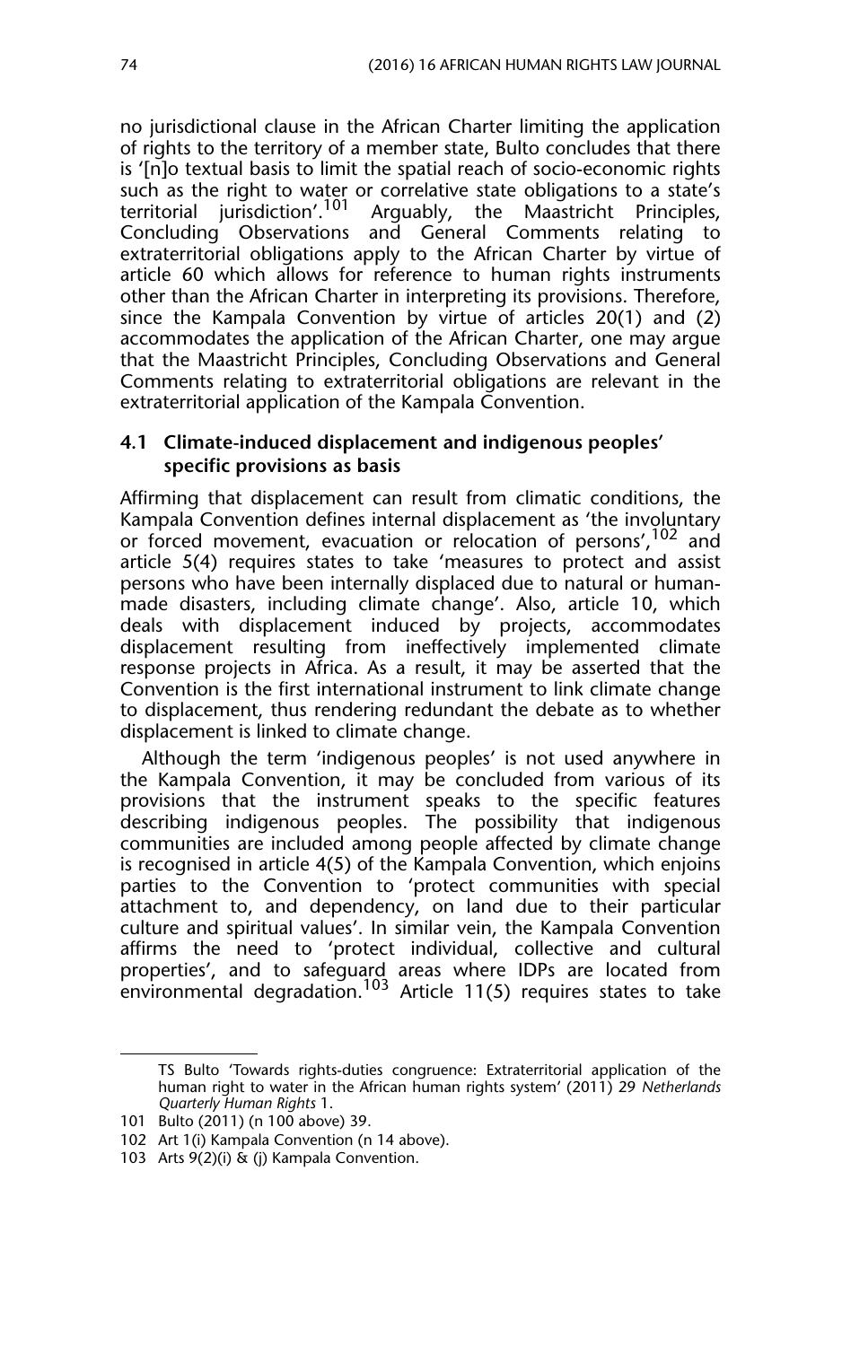no jurisdictional clause in the African Charter limiting the application of rights to the territory of a member state, Bulto concludes that there is '[n]o textual basis to limit the spatial reach of socio-economic rights such as the right to water or correlative state obligations to a state's territorial jurisdiction'.[101] Arguably, the Maastricht Principles, Concluding Observations and General Comments relating to extraterritorial obligations apply to the African Charter by virtue of article 60 which allows for reference to human rights instruments other than the African Charter in interpreting its provisions. Therefore, since the Kampala Convention by virtue of articles 20(1) and (2) accommodates the application of the African Charter, one may argue that the Maastricht Principles, Concluding Observations and General Comments relating to extraterritorial obligations are relevant in the extraterritorial application of the Kampala Convention.

### 4.1 Climate-induced displacement and indigenous peoples' specific provisions as basis

Affirming that displacement can result from climatic conditions, the Kampala Convention defines internal displacement as 'the involuntary or forced movement, evacuation or relocation of persons',[102] and article 5(4) requires states to take 'measures to protect and assist persons who have been internally displaced due to natural or human-made disasters, including climate change'. Also, article 10, which deals with displacement induced by projects, accommodates displacement resulting from ineffectively implemented climate response projects in Africa. As a result, it may be asserted that the Convention is the first international instrument to link climate change to displacement, thus rendering redundant the debate as to whether displacement is linked to climate change.

Although the term 'indigenous peoples' is not used anywhere in the Kampala Convention, it may be concluded from various of its provisions that the instrument speaks to the specific features describing indigenous peoples. The possibility that indigenous communities are included among people affected by climate change is recognised in article 4(5) of the Kampala Convention, which enjoins parties to the Convention to 'protect communities with special attachment to, and dependency, on land due to their particular culture and spiritual values'. In similar vein, the Kampala Convention affirms the need to 'protect individual, collective and cultural properties', and to safeguard areas where IDPs are located from environmental degradation.[103] Article 11(5) requires states to take

---

TS Bulto 'Towards rights-duties congruence: Extraterritorial application of the human right to water in the African human rights system' (2011) 29 *Netherlands Quarterly Human Rights* 1.

101 Bulto (2011) (n 100 above) 39.

102 Art 1(i) Kampala Convention (n 14 above).

103 Arts 9(2)(i) & (j) Kampala Convention.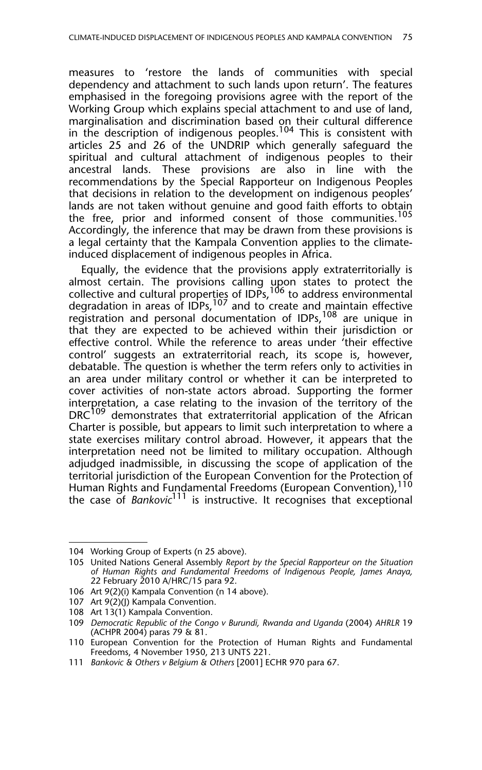measures to 'restore the lands of communities with special dependency and attachment to such lands upon return'. The features emphasised in the foregoing provisions agree with the report of the Working Group which explains special attachment to and use of land, marginalisation and discrimination based on their cultural difference in the description of indigenous peoples.[104] This is consistent with articles 25 and 26 of the UNDRIP which generally safeguard the spiritual and cultural attachment of indigenous peoples to their ancestral lands. These provisions are also in line with the recommendations by the Special Rapporteur on Indigenous Peoples that decisions in relation to the development on indigenous peoples' lands are not taken without genuine and good faith efforts to obtain the free, prior and informed consent of those communities.[105] Accordingly, the inference that may be drawn from these provisions is a legal certainty that the Kampala Convention applies to the climate-induced displacement of indigenous peoples in Africa.

Equally, the evidence that the provisions apply extraterritorially is almost certain. The provisions calling upon states to protect the collective and cultural properties of IDPs,[106] to address environmental degradation in areas of IDPs,[107] and to create and maintain effective registration and personal documentation of IDPs,[108] are unique in that they are expected to be achieved within their jurisdiction or effective control. While the reference to areas under 'their effective control' suggests an extraterritorial reach, its scope is, however, debatable. The question is whether the term refers only to activities in an area under military control or whether it can be interpreted to cover activities of non-state actors abroad. Supporting the former interpretation, a case relating to the invasion of the territory of the DRC[109] demonstrates that extraterritorial application of the African Charter is possible, but appears to limit such interpretation to where a state exercises military control abroad. However, it appears that the interpretation need not be limited to military occupation. Although adjudged inadmissible, in discussing the scope of application of the territorial jurisdiction of the European Convention for the Protection of Human Rights and Fundamental Freedoms (European Convention),[110] the case of *Bankovic*[111] is instructive. It recognises that exceptional

---

104 Working Group of Experts (n 25 above).

105 United Nations General Assembly *Report by the Special Rapporteur on the Situation of Human Rights and Fundamental Freedoms of Indigenous People, James Anaya,* 22 February 2010 A/HRC/15 para 92.

106 Art 9(2)(i) Kampala Convention (n 14 above).

107 Art 9(2)(J) Kampala Convention.

108 Art 13(1) Kampala Convention.

109 *Democratic Republic of the Congo v Burundi, Rwanda and Uganda* (2004) *AHRLR* 19 (ACHPR 2004) paras 79 & 81.

110 European Convention for the Protection of Human Rights and Fundamental Freedoms, 4 November 1950, 213 UNTS 221.

111 *Bankovic & Others v Belgium & Others* [2001] ECHR 970 para 67.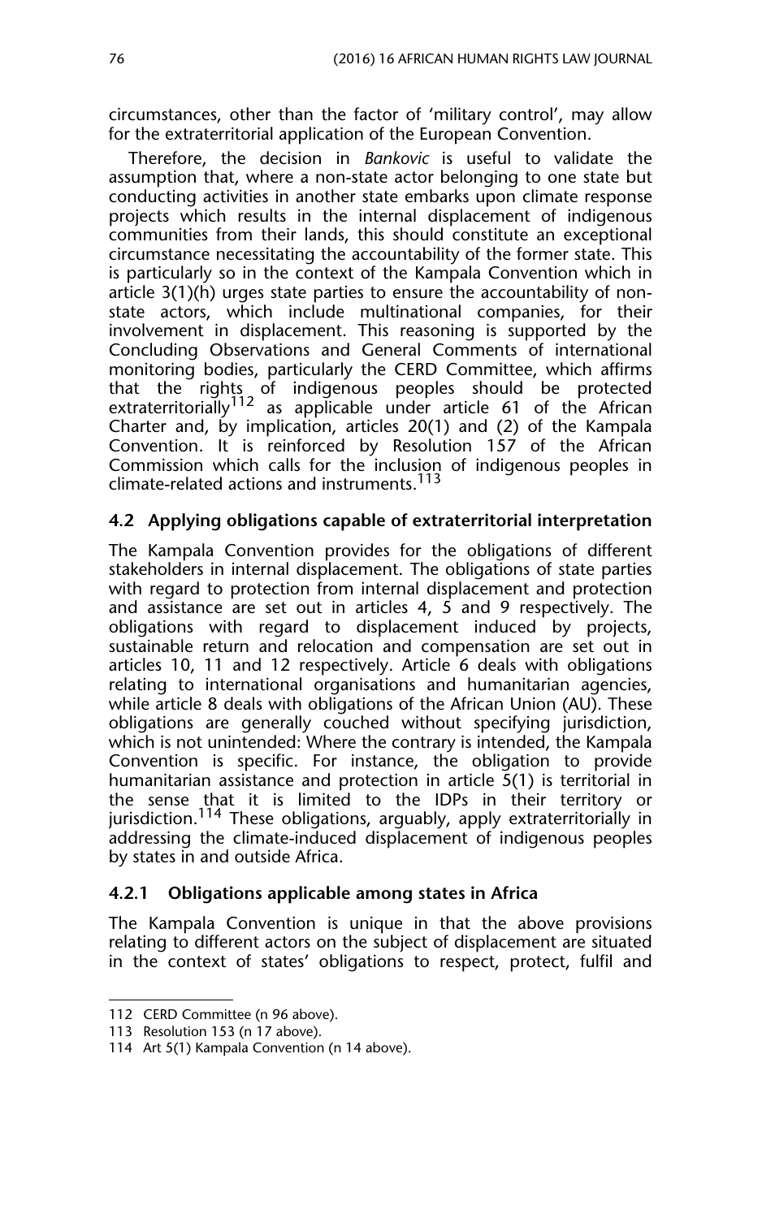circumstances, other than the factor of 'military control', may allow for the extraterritorial application of the European Convention.

Therefore, the decision in *Bankovic* is useful to validate the assumption that, where a non-state actor belonging to one state but conducting activities in another state embarks upon climate response projects which results in the internal displacement of indigenous communities from their lands, this should constitute an exceptional circumstance necessitating the accountability of the former state. This is particularly so in the context of the Kampala Convention which in article 3(1)(h) urges state parties to ensure the accountability of non-state actors, which include multinational companies, for their involvement in displacement. This reasoning is supported by the Concluding Observations and General Comments of international monitoring bodies, particularly the CERD Committee, which affirms that the rights of indigenous peoples should be protected extraterritorially[112] as applicable under article 61 of the African Charter and, by implication, articles 20(1) and (2) of the Kampala Convention. It is reinforced by Resolution 157 of the African Commission which calls for the inclusion of indigenous peoples in climate-related actions and instruments.[113]

### 4.2 Applying obligations capable of extraterritorial interpretation

The Kampala Convention provides for the obligations of different stakeholders in internal displacement. The obligations of state parties with regard to protection from internal displacement and protection and assistance are set out in articles 4, 5 and 9 respectively. The obligations with regard to displacement induced by projects, sustainable return and relocation and compensation are set out in articles 10, 11 and 12 respectively. Article 6 deals with obligations relating to international organisations and humanitarian agencies, while article 8 deals with obligations of the African Union (AU). These obligations are generally couched without specifying jurisdiction, which is not unintended: Where the contrary is intended, the Kampala Convention is specific. For instance, the obligation to provide humanitarian assistance and protection in article 5(1) is territorial in the sense that it is limited to the IDPs in their territory or jurisdiction.[114] These obligations, arguably, apply extraterritorially in addressing the climate-induced displacement of indigenous peoples by states in and outside Africa.

#### 4.2.1 Obligations applicable among states in Africa

The Kampala Convention is unique in that the above provisions relating to different actors on the subject of displacement are situated in the context of states' obligations to respect, protect, fulfil and

---

112 CERD Committee (n 96 above).

113 Resolution 153 (n 17 above).

114 Art 5(1) Kampala Convention (n 14 above).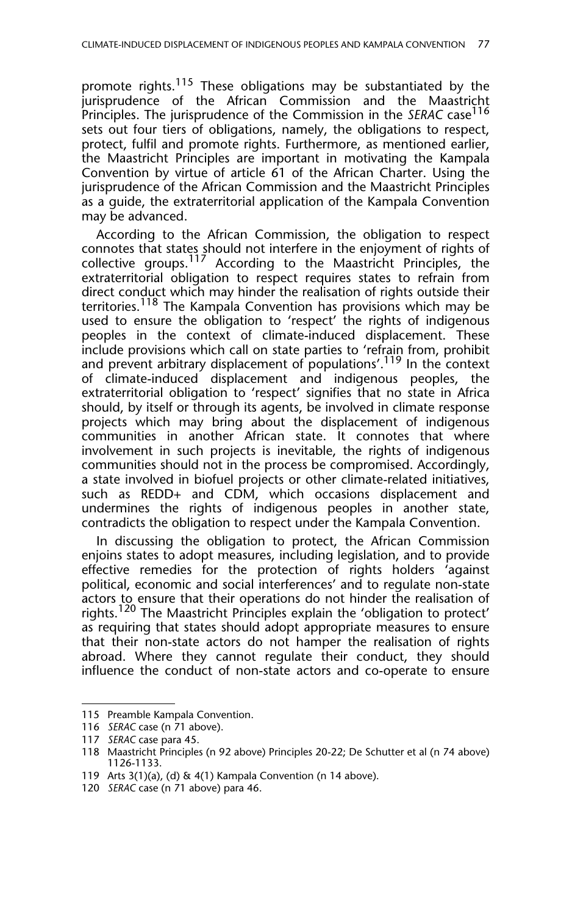promote rights.[115] These obligations may be substantiated by the jurisprudence of the African Commission and the Maastricht Principles. The jurisprudence of the Commission in the *SERAC* case[116] sets out four tiers of obligations, namely, the obligations to respect, protect, fulfil and promote rights. Furthermore, as mentioned earlier, the Maastricht Principles are important in motivating the Kampala Convention by virtue of article 61 of the African Charter. Using the jurisprudence of the African Commission and the Maastricht Principles as a guide, the extraterritorial application of the Kampala Convention may be advanced.

According to the African Commission, the obligation to respect connotes that states should not interfere in the enjoyment of rights of collective groups.[117] According to the Maastricht Principles, the extraterritorial obligation to respect requires states to refrain from direct conduct which may hinder the realisation of rights outside their territories.[118] The Kampala Convention has provisions which may be used to ensure the obligation to 'respect' the rights of indigenous peoples in the context of climate-induced displacement. These include provisions which call on state parties to 'refrain from, prohibit and prevent arbitrary displacement of populations'.[119] In the context of climate-induced displacement and indigenous peoples, the extraterritorial obligation to 'respect' signifies that no state in Africa should, by itself or through its agents, be involved in climate response projects which may bring about the displacement of indigenous communities in another African state. It connotes that where involvement in such projects is inevitable, the rights of indigenous communities should not in the process be compromised. Accordingly, a state involved in biofuel projects or other climate-related initiatives, such as REDD+ and CDM, which occasions displacement and undermines the rights of indigenous peoples in another state, contradicts the obligation to respect under the Kampala Convention.

In discussing the obligation to protect, the African Commission enjoins states to adopt measures, including legislation, and to provide effective remedies for the protection of rights holders 'against political, economic and social interferences' and to regulate non-state actors to ensure that their operations do not hinder the realisation of rights.[120] The Maastricht Principles explain the 'obligation to protect' as requiring that states should adopt appropriate measures to ensure that their non-state actors do not hamper the realisation of rights abroad. Where they cannot regulate their conduct, they should influence the conduct of non-state actors and co-operate to ensure

---

115 Preamble Kampala Convention.

116 *SERAC* case (n 71 above).

117 *SERAC* case para 45.

118 Maastricht Principles (n 92 above) Principles 20-22; De Schutter et al (n 74 above) 1126-1133.

119 Arts 3(1)(a), (d) & 4(1) Kampala Convention (n 14 above).

120 *SERAC* case (n 71 above) para 46.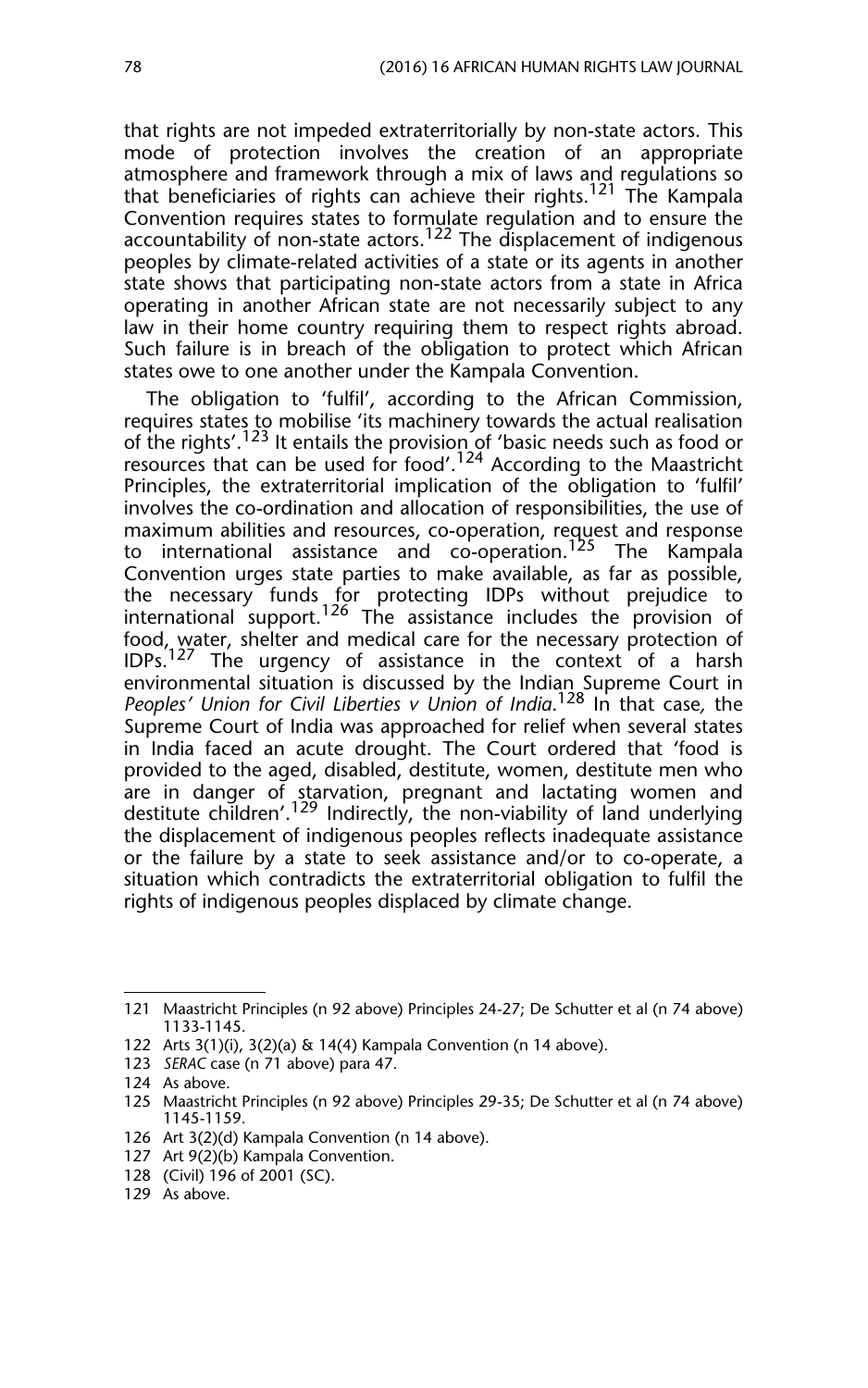that rights are not impeded extraterritorially by non-state actors. This mode of protection involves the creation of an appropriate atmosphere and framework through a mix of laws and regulations so that beneficiaries of rights can achieve their rights.[121] The Kampala Convention requires states to formulate regulation and to ensure the accountability of non-state actors.[122] The displacement of indigenous peoples by climate-related activities of a state or its agents in another state shows that participating non-state actors from a state in Africa operating in another African state are not necessarily subject to any law in their home country requiring them to respect rights abroad. Such failure is in breach of the obligation to protect which African states owe to one another under the Kampala Convention.

The obligation to 'fulfil', according to the African Commission, requires states to mobilise 'its machinery towards the actual realisation of the rights'.[123] It entails the provision of 'basic needs such as food or resources that can be used for food'.[124] According to the Maastricht Principles, the extraterritorial implication of the obligation to 'fulfil' involves the co-ordination and allocation of responsibilities, the use of maximum abilities and resources, co-operation, request and response to international assistance and co-operation.[125] The Kampala Convention urges state parties to make available, as far as possible, the necessary funds for protecting IDPs without prejudice to international support.[126] The assistance includes the provision of food, water, shelter and medical care for the necessary protection of IDPs.[127] The urgency of assistance in the context of a harsh environmental situation is discussed by the Indian Supreme Court in *Peoples' Union for Civil Liberties v Union of India*.[128] In that case, the Supreme Court of India was approached for relief when several states in India faced an acute drought. The Court ordered that 'food is provided to the aged, disabled, destitute, women, destitute men who are in danger of starvation, pregnant and lactating women and destitute children'.[129] Indirectly, the non-viability of land underlying the displacement of indigenous peoples reflects inadequate assistance or the failure by a state to seek assistance and/or to co-operate, a situation which contradicts the extraterritorial obligation to fulfil the rights of indigenous peoples displaced by climate change.

---

121 Maastricht Principles (n 92 above) Principles 24-27; De Schutter et al (n 74 above) 1133-1145.

122 Arts 3(1)(i), 3(2)(a) & 14(4) Kampala Convention (n 14 above).

123 *SERAC* case (n 71 above) para 47.

124 As above.

125 Maastricht Principles (n 92 above) Principles 29-35; De Schutter et al (n 74 above) 1145-1159.

126 Art 3(2)(d) Kampala Convention (n 14 above).

127 Art 9(2)(b) Kampala Convention.

128 (Civil) 196 of 2001 (SC).

129 As above.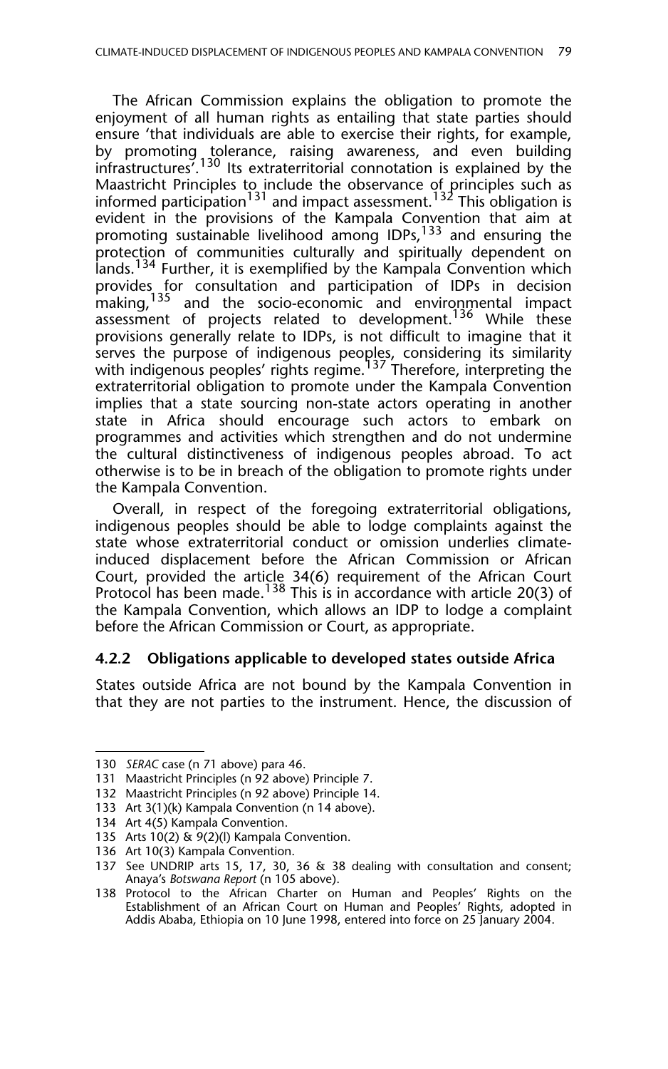The African Commission explains the obligation to promote the enjoyment of all human rights as entailing that state parties should ensure 'that individuals are able to exercise their rights, for example, by promoting tolerance, raising awareness, and even building infrastructures'.[130] Its extraterritorial connotation is explained by the Maastricht Principles to include the observance of principles such as informed participation[131] and impact assessment.[132] This obligation is evident in the provisions of the Kampala Convention that aim at promoting sustainable livelihood among IDPs,[133] and ensuring the protection of communities culturally and spiritually dependent on lands.[134] Further, it is exemplified by the Kampala Convention which provides for consultation and participation of IDPs in decision making,[135] and the socio-economic and environmental impact assessment of projects related to development.[136] While these provisions generally relate to IDPs, is not difficult to imagine that it serves the purpose of indigenous peoples, considering its similarity with indigenous peoples' rights regime.[137] Therefore, interpreting the extraterritorial obligation to promote under the Kampala Convention implies that a state sourcing non-state actors operating in another state in Africa should encourage such actors to embark on programmes and activities which strengthen and do not undermine the cultural distinctiveness of indigenous peoples abroad. To act otherwise is to be in breach of the obligation to promote rights under the Kampala Convention.

Overall, in respect of the foregoing extraterritorial obligations, indigenous peoples should be able to lodge complaints against the state whose extraterritorial conduct or omission underlies climate-induced displacement before the African Commission or African Court, provided the article 34(6) requirement of the African Court Protocol has been made.[138] This is in accordance with article 20(3) of the Kampala Convention, which allows an IDP to lodge a complaint before the African Commission or Court, as appropriate.

#### 4.2.2 Obligations applicable to developed states outside Africa

States outside Africa are not bound by the Kampala Convention in that they are not parties to the instrument. Hence, the discussion of

---

130 *SERAC* case (n 71 above) para 46.

131 Maastricht Principles (n 92 above) Principle 7.

132 Maastricht Principles (n 92 above) Principle 14.

133 Art 3(1)(k) Kampala Convention (n 14 above).

134 Art 4(5) Kampala Convention.

135 Arts 10(2) & 9(2)(l) Kampala Convention.

136 Art 10(3) Kampala Convention.

137 See UNDRIP arts 15, 17, 30, 36 & 38 dealing with consultation and consent; Anaya's *Botswana Report* (n 105 above).

138 Protocol to the African Charter on Human and Peoples' Rights on the Establishment of an African Court on Human and Peoples' Rights, adopted in Addis Ababa, Ethiopia on 10 June 1998, entered into force on 25 January 2004.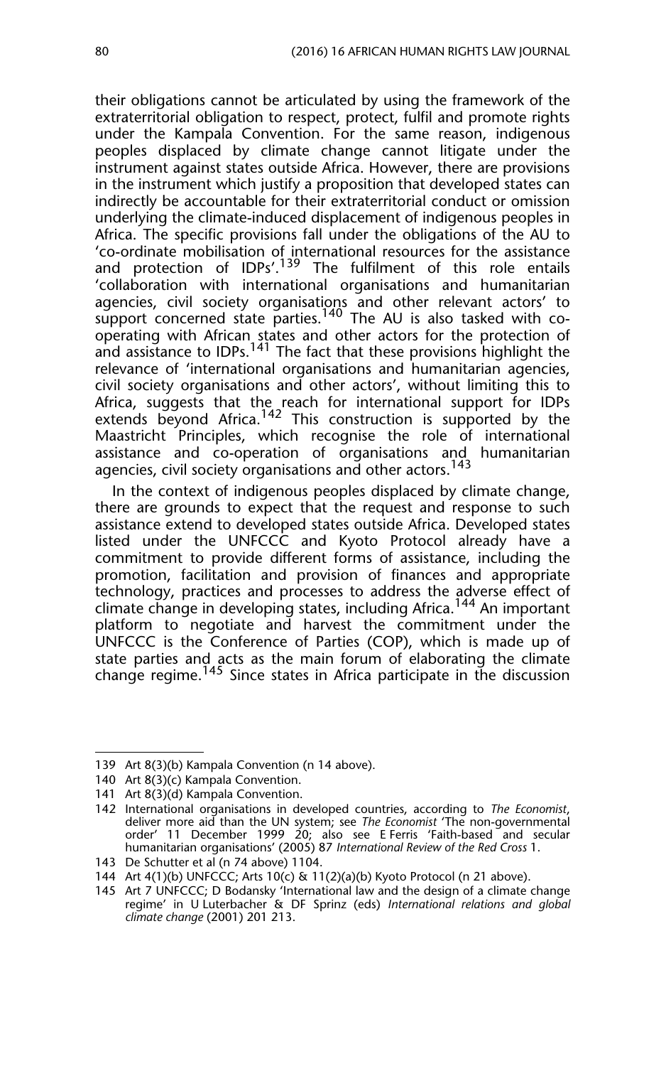their obligations cannot be articulated by using the framework of the extraterritorial obligation to respect, protect, fulfil and promote rights under the Kampala Convention. For the same reason, indigenous peoples displaced by climate change cannot litigate under the instrument against states outside Africa. However, there are provisions in the instrument which justify a proposition that developed states can indirectly be accountable for their extraterritorial conduct or omission underlying the climate-induced displacement of indigenous peoples in Africa. The specific provisions fall under the obligations of the AU to 'co-ordinate mobilisation of international resources for the assistance and protection of IDPs'.[139] The fulfilment of this role entails 'collaboration with international organisations and humanitarian agencies, civil society organisations and other relevant actors' to support concerned state parties.[140] The AU is also tasked with co-operating with African states and other actors for the protection of and assistance to IDPs.[141] The fact that these provisions highlight the relevance of 'international organisations and humanitarian agencies, civil society organisations and other actors', without limiting this to Africa, suggests that the reach for international support for IDPs extends beyond Africa.[142] This construction is supported by the Maastricht Principles, which recognise the role of international assistance and co-operation of organisations and humanitarian agencies, civil society organisations and other actors.[143]

In the context of indigenous peoples displaced by climate change, there are grounds to expect that the request and response to such assistance extend to developed states outside Africa. Developed states listed under the UNFCCC and Kyoto Protocol already have a commitment to provide different forms of assistance, including the promotion, facilitation and provision of finances and appropriate technology, practices and processes to address the adverse effect of climate change in developing states, including Africa.[144] An important platform to negotiate and harvest the commitment under the UNFCCC is the Conference of Parties (COP), which is made up of state parties and acts as the main forum of elaborating the climate change regime.[145] Since states in Africa participate in the discussion

---

139 Art 8(3)(b) Kampala Convention (n 14 above).

140 Art 8(3)(c) Kampala Convention.

141 Art 8(3)(d) Kampala Convention.

142 International organisations in developed countries, according to *The Economist*, deliver more aid than the UN system; see *The Economist* 'The non-governmental order' 11 December 1999 20; also see E Ferris 'Faith-based and secular humanitarian organisations' (2005) 87 *International Review of the Red Cross* 1.

143 De Schutter et al (n 74 above) 1104.

144 Art 4(1)(b) UNFCCC; Arts 10(c) & 11(2)(a)(b) Kyoto Protocol (n 21 above).

145 Art 7 UNFCCC; D Bodansky 'International law and the design of a climate change regime' in U Luterbacher & DF Sprinz (eds) *International relations and global climate change* (2001) 201 213.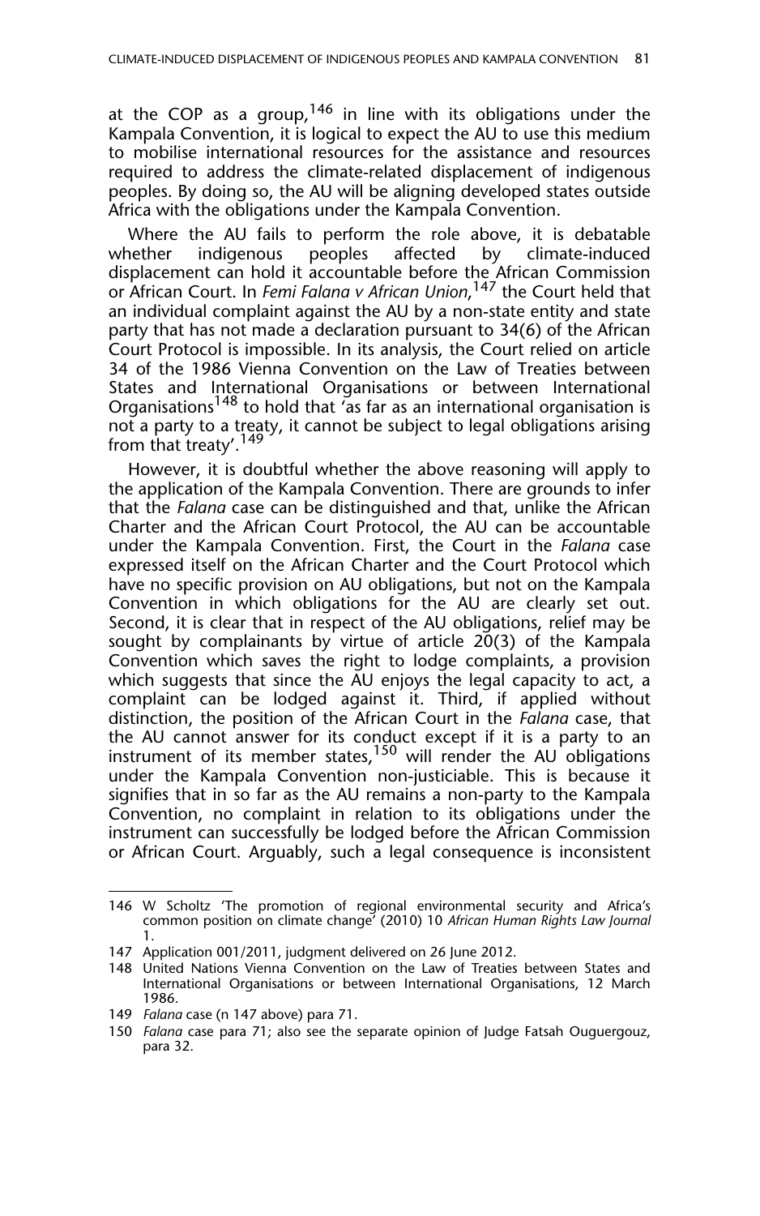at the COP as a group,[146] in line with its obligations under the Kampala Convention, it is logical to expect the AU to use this medium to mobilise international resources for the assistance and resources required to address the climate-related displacement of indigenous peoples. By doing so, the AU will be aligning developed states outside Africa with the obligations under the Kampala Convention.

Where the AU fails to perform the role above, it is debatable whether indigenous peoples affected by climate-induced displacement can hold it accountable before the African Commission or African Court. In *Femi Falana v African Union*,[147] the Court held that an individual complaint against the AU by a non-state entity and state party that has not made a declaration pursuant to 34(6) of the African Court Protocol is impossible. In its analysis, the Court relied on article 34 of the 1986 Vienna Convention on the Law of Treaties between States and International Organisations or between International Organisations[148] to hold that 'as far as an international organisation is not a party to a treaty, it cannot be subject to legal obligations arising from that treaty'.[149]

However, it is doubtful whether the above reasoning will apply to the application of the Kampala Convention. There are grounds to infer that the *Falana* case can be distinguished and that, unlike the African Charter and the African Court Protocol, the AU can be accountable under the Kampala Convention. First, the Court in the *Falana* case expressed itself on the African Charter and the Court Protocol which have no specific provision on AU obligations, but not on the Kampala Convention in which obligations for the AU are clearly set out. Second, it is clear that in respect of the AU obligations, relief may be sought by complainants by virtue of article 20(3) of the Kampala Convention which saves the right to lodge complaints, a provision which suggests that since the AU enjoys the legal capacity to act, a complaint can be lodged against it. Third, if applied without distinction, the position of the African Court in the *Falana* case, that the AU cannot answer for its conduct except if it is a party to an instrument of its member states,[150] will render the AU obligations under the Kampala Convention non-justiciable. This is because it signifies that in so far as the AU remains a non-party to the Kampala Convention, no complaint in relation to its obligations under the instrument can successfully be lodged before the African Commission or African Court. Arguably, such a legal consequence is inconsistent

---

146 W Scholtz 'The promotion of regional environmental security and Africa's common position on climate change' (2010) 10 *African Human Rights Law Journal* 1.

147 Application 001/2011, judgment delivered on 26 June 2012.

148 United Nations Vienna Convention on the Law of Treaties between States and International Organisations or between International Organisations, 12 March 1986.

149 *Falana* case (n 147 above) para 71.

150 *Falana* case para 71; also see the separate opinion of Judge Fatsah Ouguergouz, para 32.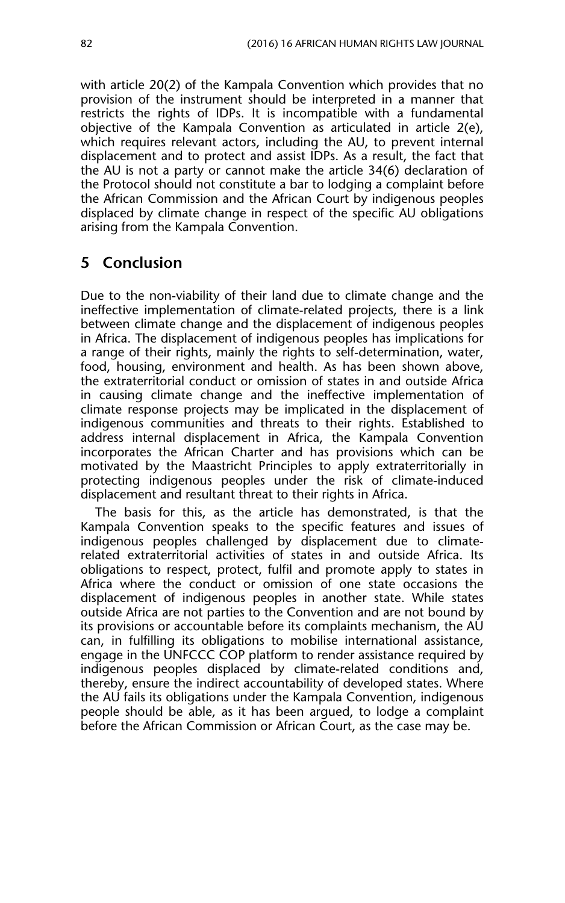with article 20(2) of the Kampala Convention which provides that no provision of the instrument should be interpreted in a manner that restricts the rights of IDPs. It is incompatible with a fundamental objective of the Kampala Convention as articulated in article 2(e), which requires relevant actors, including the AU, to prevent internal displacement and to protect and assist IDPs. As a result, the fact that the AU is not a party or cannot make the article 34(6) declaration of the Protocol should not constitute a bar to lodging a complaint before the African Commission and the African Court by indigenous peoples displaced by climate change in respect of the specific AU obligations arising from the Kampala Convention.

## 5 Conclusion

Due to the non-viability of their land due to climate change and the ineffective implementation of climate-related projects, there is a link between climate change and the displacement of indigenous peoples in Africa. The displacement of indigenous peoples has implications for a range of their rights, mainly the rights to self-determination, water, food, housing, environment and health. As has been shown above, the extraterritorial conduct or omission of states in and outside Africa in causing climate change and the ineffective implementation of climate response projects may be implicated in the displacement of indigenous communities and threats to their rights. Established to address internal displacement in Africa, the Kampala Convention incorporates the African Charter and has provisions which can be motivated by the Maastricht Principles to apply extraterritorially in protecting indigenous peoples under the risk of climate-induced displacement and resultant threat to their rights in Africa.

The basis for this, as the article has demonstrated, is that the Kampala Convention speaks to the specific features and issues of indigenous peoples challenged by displacement due to climate-related extraterritorial activities of states in and outside Africa. Its obligations to respect, protect, fulfil and promote apply to states in Africa where the conduct or omission of one state occasions the displacement of indigenous peoples in another state. While states outside Africa are not parties to the Convention and are not bound by its provisions or accountable before its complaints mechanism, the AU can, in fulfilling its obligations to mobilise international assistance, engage in the UNFCCC COP platform to render assistance required by indigenous peoples displaced by climate-related conditions and, thereby, ensure the indirect accountability of developed states. Where the AU fails its obligations under the Kampala Convention, indigenous people should be able, as it has been argued, to lodge a complaint before the African Commission or African Court, as the case may be.